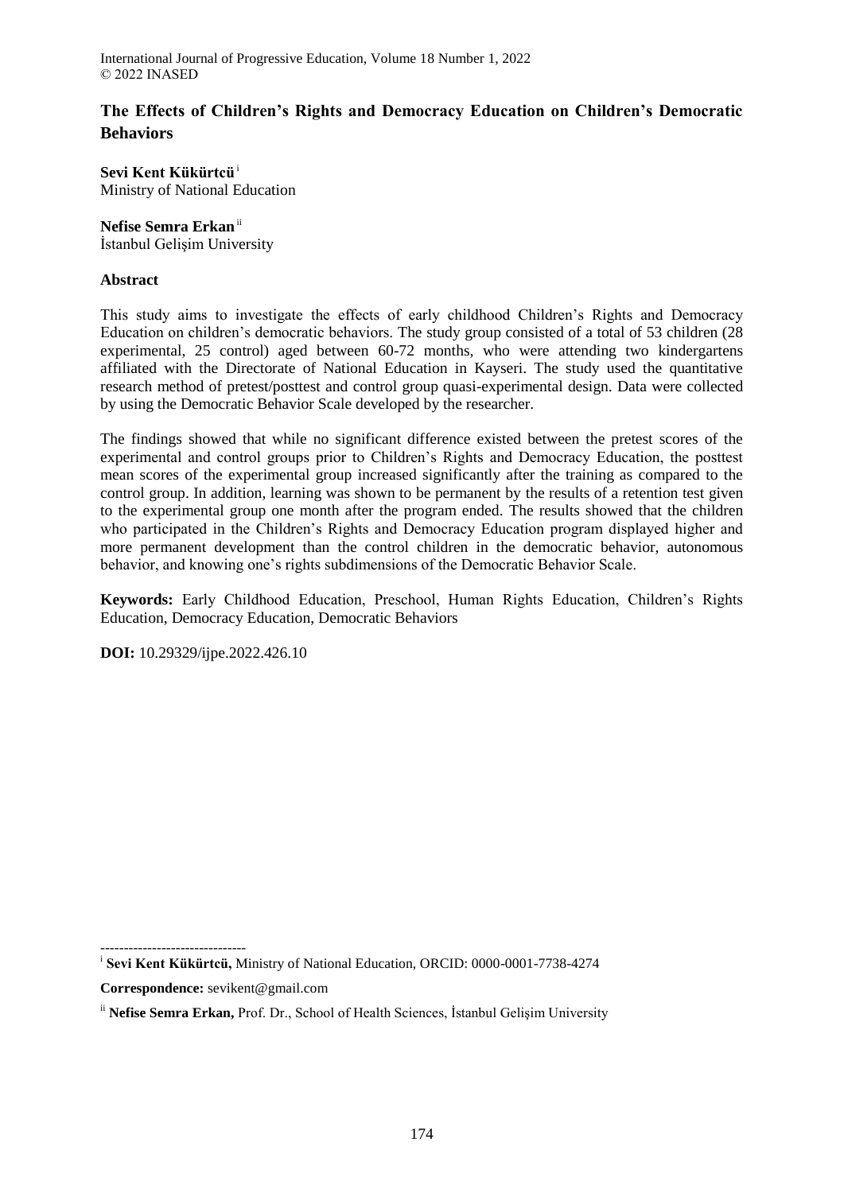# The Effects of Children's Rights and Democracy Education on Children's Democratic Behaviors

**Sevi Kent Kükürtcü** [i]
Ministry of National Education

**Nefise Semra Erkan** [ii]
İstanbul Gelişim University

## Abstract

This study aims to investigate the effects of early childhood Children's Rights and Democracy Education on children's democratic behaviors. The study group consisted of a total of 53 children (28 experimental, 25 control) aged between 60-72 months, who were attending two kindergartens affiliated with the Directorate of National Education in Kayseri. The study used the quantitative research method of pretest/posttest and control group quasi-experimental design. Data were collected by using the Democratic Behavior Scale developed by the researcher.

The findings showed that while no significant difference existed between the pretest scores of the experimental and control groups prior to Children's Rights and Democracy Education, the posttest mean scores of the experimental group increased significantly after the training as compared to the control group. In addition, learning was shown to be permanent by the results of a retention test given to the experimental group one month after the program ended. The results showed that the children who participated in the Children's Rights and Democracy Education program displayed higher and more permanent development than the control children in the democratic behavior, autonomous behavior, and knowing one's rights subdimensions of the Democratic Behavior Scale.

**Keywords:** Early Childhood Education, Preschool, Human Rights Education, Children's Rights Education, Democracy Education, Democratic Behaviors

**DOI:** 10.29329/ijpe.2022.426.10

-------------------------------

[i] **Sevi Kent Kükürtcü,** Ministry of National Education, ORCID: 0000-0001-7738-4274

**Correspondence:** sevikent@gmail.com

[ii] **Nefise Semra Erkan,** Prof. Dr., School of Health Sciences, İstanbul Gelişim University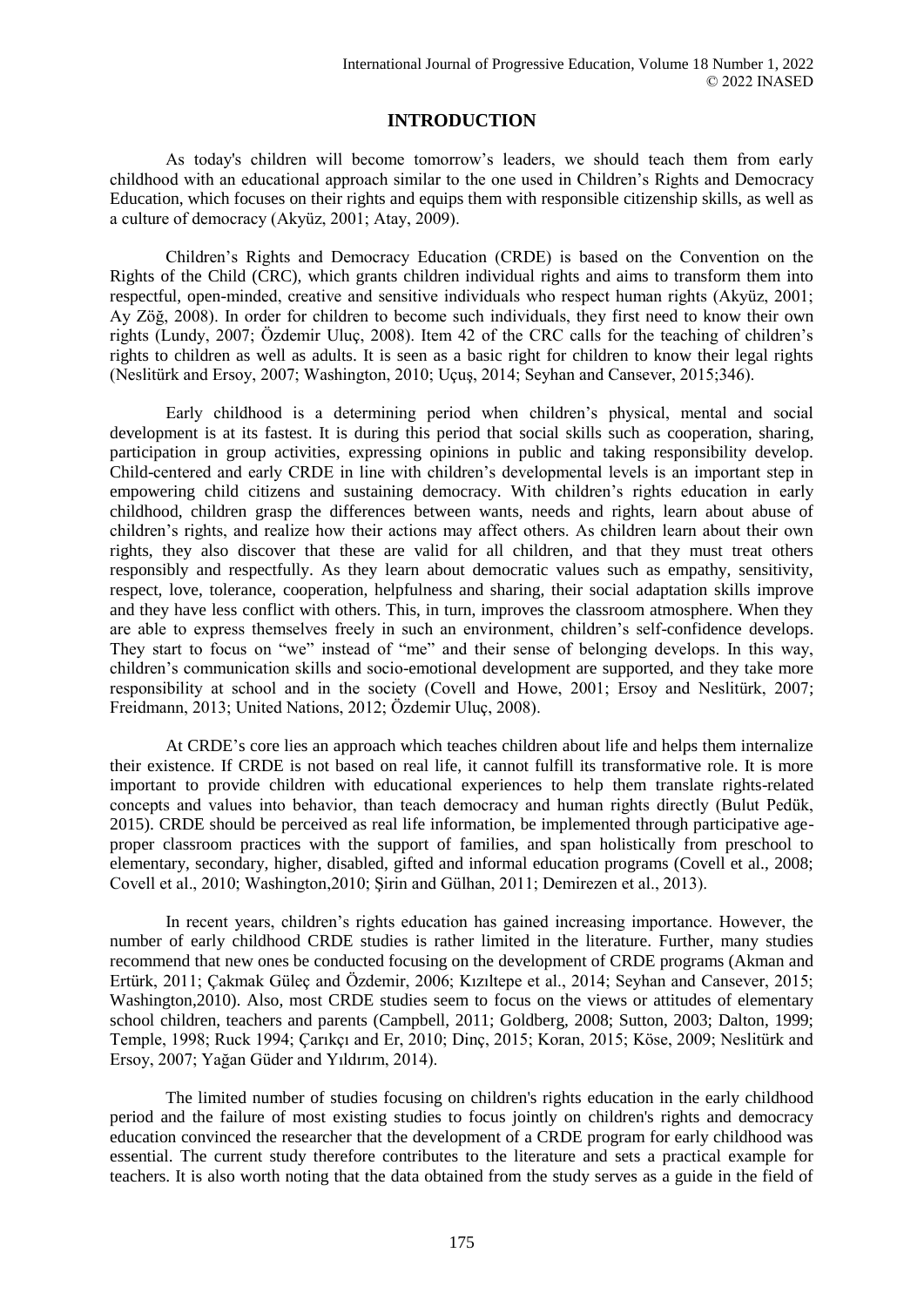## INTRODUCTION

As today's children will become tomorrow's leaders, we should teach them from early childhood with an educational approach similar to the one used in Children's Rights and Democracy Education, which focuses on their rights and equips them with responsible citizenship skills, as well as a culture of democracy (Akyüz, 2001; Atay, 2009).

Children's Rights and Democracy Education (CRDE) is based on the Convention on the Rights of the Child (CRC), which grants children individual rights and aims to transform them into respectful, open-minded, creative and sensitive individuals who respect human rights (Akyüz, 2001; Ay Zöğ, 2008). In order for children to become such individuals, they first need to know their own rights (Lundy, 2007; Özdemir Uluç, 2008). Item 42 of the CRC calls for the teaching of children's rights to children as well as adults. It is seen as a basic right for children to know their legal rights (Neslitürk and Ersoy, 2007; Washington, 2010; Uçuş, 2014; Seyhan and Cansever, 2015;346).

Early childhood is a determining period when children's physical, mental and social development is at its fastest. It is during this period that social skills such as cooperation, sharing, participation in group activities, expressing opinions in public and taking responsibility develop. Child-centered and early CRDE in line with children's developmental levels is an important step in empowering child citizens and sustaining democracy. With children's rights education in early childhood, children grasp the differences between wants, needs and rights, learn about abuse of children's rights, and realize how their actions may affect others. As children learn about their own rights, they also discover that these are valid for all children, and that they must treat others responsibly and respectfully. As they learn about democratic values such as empathy, sensitivity, respect, love, tolerance, cooperation, helpfulness and sharing, their social adaptation skills improve and they have less conflict with others. This, in turn, improves the classroom atmosphere. When they are able to express themselves freely in such an environment, children's self-confidence develops. They start to focus on "we" instead of "me" and their sense of belonging develops. In this way, children's communication skills and socio-emotional development are supported, and they take more responsibility at school and in the society (Covell and Howe, 2001; Ersoy and Neslitürk, 2007; Freidmann, 2013; United Nations, 2012; Özdemir Uluç, 2008).

At CRDE's core lies an approach which teaches children about life and helps them internalize their existence. If CRDE is not based on real life, it cannot fulfill its transformative role. It is more important to provide children with educational experiences to help them translate rights-related concepts and values into behavior, than teach democracy and human rights directly (Bulut Pedük, 2015). CRDE should be perceived as real life information, be implemented through participative age-proper classroom practices with the support of families, and span holistically from preschool to elementary, secondary, higher, disabled, gifted and informal education programs (Covell et al., 2008; Covell et al., 2010; Washington,2010; Şirin and Gülhan, 2011; Demirezen et al., 2013).

In recent years, children's rights education has gained increasing importance. However, the number of early childhood CRDE studies is rather limited in the literature. Further, many studies recommend that new ones be conducted focusing on the development of CRDE programs (Akman and Ertürk, 2011; Çakmak Güleç and Özdemir, 2006; Kızıltepe et al., 2014; Seyhan and Cansever, 2015; Washington,2010). Also, most CRDE studies seem to focus on the views or attitudes of elementary school children, teachers and parents (Campbell, 2011; Goldberg, 2008; Sutton, 2003; Dalton, 1999; Temple, 1998; Ruck 1994; Çarıkçı and Er, 2010; Dinç, 2015; Koran, 2015; Köse, 2009; Neslitürk and Ersoy, 2007; Yağan Güder and Yıldırım, 2014).

The limited number of studies focusing on children's rights education in the early childhood period and the failure of most existing studies to focus jointly on children's rights and democracy education convinced the researcher that the development of a CRDE program for early childhood was essential. The current study therefore contributes to the literature and sets a practical example for teachers. It is also worth noting that the data obtained from the study serves as a guide in the field of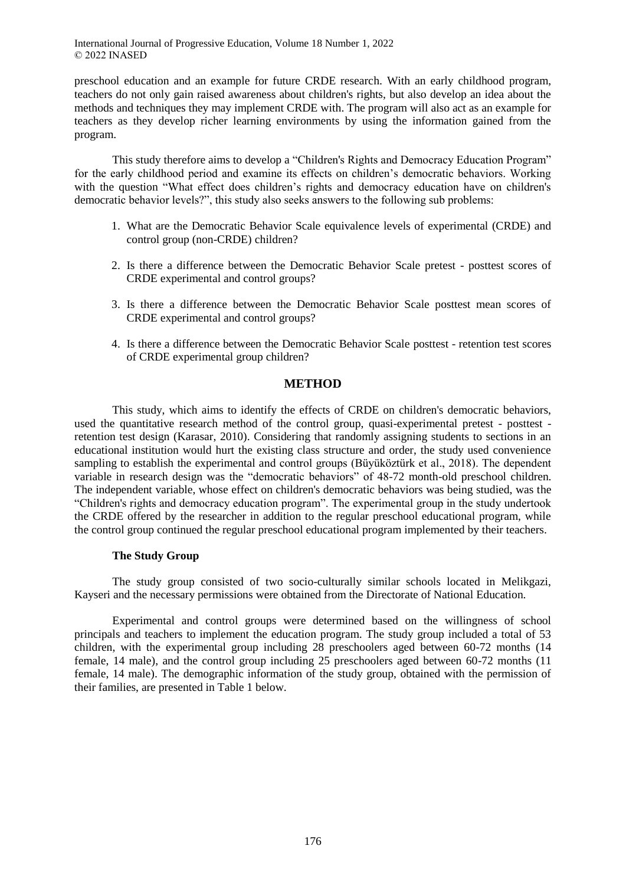preschool education and an example for future CRDE research. With an early childhood program, teachers do not only gain raised awareness about children's rights, but also develop an idea about the methods and techniques they may implement CRDE with. The program will also act as an example for teachers as they develop richer learning environments by using the information gained from the program.

This study therefore aims to develop a "Children's Rights and Democracy Education Program" for the early childhood period and examine its effects on children's democratic behaviors. Working with the question "What effect does children's rights and democracy education have on children's democratic behavior levels?", this study also seeks answers to the following sub problems:

1. What are the Democratic Behavior Scale equivalence levels of experimental (CRDE) and control group (non-CRDE) children?
2. Is there a difference between the Democratic Behavior Scale pretest - posttest scores of CRDE experimental and control groups?
3. Is there a difference between the Democratic Behavior Scale posttest mean scores of CRDE experimental and control groups?
4. Is there a difference between the Democratic Behavior Scale posttest - retention test scores of CRDE experimental group children?

## METHOD

This study, which aims to identify the effects of CRDE on children's democratic behaviors, used the quantitative research method of the control group, quasi-experimental pretest - posttest - retention test design (Karasar, 2010). Considering that randomly assigning students to sections in an educational institution would hurt the existing class structure and order, the study used convenience sampling to establish the experimental and control groups (Büyüköztürk et al., 2018). The dependent variable in research design was the "democratic behaviors" of 48-72 month-old preschool children. The independent variable, whose effect on children's democratic behaviors was being studied, was the "Children's rights and democracy education program". The experimental group in the study undertook the CRDE offered by the researcher in addition to the regular preschool educational program, while the control group continued the regular preschool educational program implemented by their teachers.

### The Study Group

The study group consisted of two socio-culturally similar schools located in Melikgazi, Kayseri and the necessary permissions were obtained from the Directorate of National Education.

Experimental and control groups were determined based on the willingness of school principals and teachers to implement the education program. The study group included a total of 53 children, with the experimental group including 28 preschoolers aged between 60-72 months (14 female, 14 male), and the control group including 25 preschoolers aged between 60-72 months (11 female, 14 male). The demographic information of the study group, obtained with the permission of their families, are presented in Table 1 below.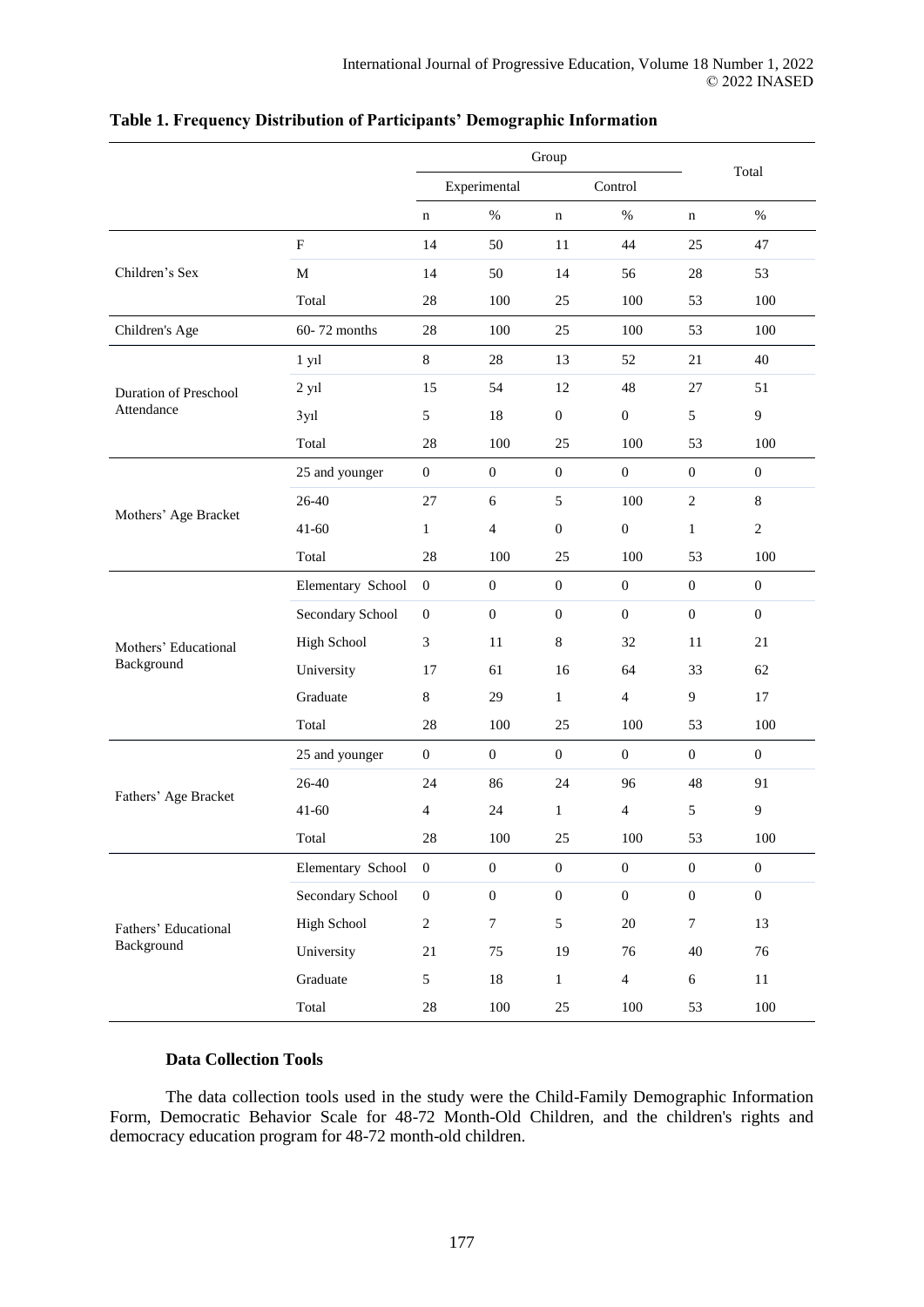**Table 1. Frequency Distribution of Participants' Demographic Information**

| | | Group | | | | Total | |
|---|---|---|---|---|---|---|---|
| | | Experimental | | Control | | | |
| | | n | % | n | % | n | % |
| Children's Sex | F | 14 | 50 | 11 | 44 | 25 | 47 |
| | M | 14 | 50 | 14 | 56 | 28 | 53 |
| | Total | 28 | 100 | 25 | 100 | 53 | 100 |
| Children's Age | 60- 72 months | 28 | 100 | 25 | 100 | 53 | 100 |
| Duration of Preschool Attendance | 1 yıl | 8 | 28 | 13 | 52 | 21 | 40 |
| | 2 yıl | 15 | 54 | 12 | 48 | 27 | 51 |
| | 3yıl | 5 | 18 | 0 | 0 | 5 | 9 |
| | Total | 28 | 100 | 25 | 100 | 53 | 100 |
| Mothers' Age Bracket | 25 and younger | 0 | 0 | 0 | 0 | 0 | 0 |
| | 26-40 | 27 | 6 | 5 | 100 | 2 | 8 |
| | 41-60 | 1 | 4 | 0 | 0 | 1 | 2 |
| | Total | 28 | 100 | 25 | 100 | 53 | 100 |
| Mothers' Educational Background | Elementary School | 0 | 0 | 0 | 0 | 0 | 0 |
| | Secondary School | 0 | 0 | 0 | 0 | 0 | 0 |
| | High School | 3 | 11 | 8 | 32 | 11 | 21 |
| | University | 17 | 61 | 16 | 64 | 33 | 62 |
| | Graduate | 8 | 29 | 1 | 4 | 9 | 17 |
| | Total | 28 | 100 | 25 | 100 | 53 | 100 |
| Fathers' Age Bracket | 25 and younger | 0 | 0 | 0 | 0 | 0 | 0 |
| | 26-40 | 24 | 86 | 24 | 96 | 48 | 91 |
| | 41-60 | 4 | 24 | 1 | 4 | 5 | 9 |
| | Total | 28 | 100 | 25 | 100 | 53 | 100 |
| Fathers' Educational Background | Elementary School | 0 | 0 | 0 | 0 | 0 | 0 |
| | Secondary School | 0 | 0 | 0 | 0 | 0 | 0 |
| | High School | 2 | 7 | 5 | 20 | 7 | 13 |
| | University | 21 | 75 | 19 | 76 | 40 | 76 |
| | Graduate | 5 | 18 | 1 | 4 | 6 | 11 |
| | Total | 28 | 100 | 25 | 100 | 53 | 100 |

**Data Collection Tools**

The data collection tools used in the study were the Child-Family Demographic Information Form, Democratic Behavior Scale for 48-72 Month-Old Children, and the children's rights and democracy education program for 48-72 month-old children.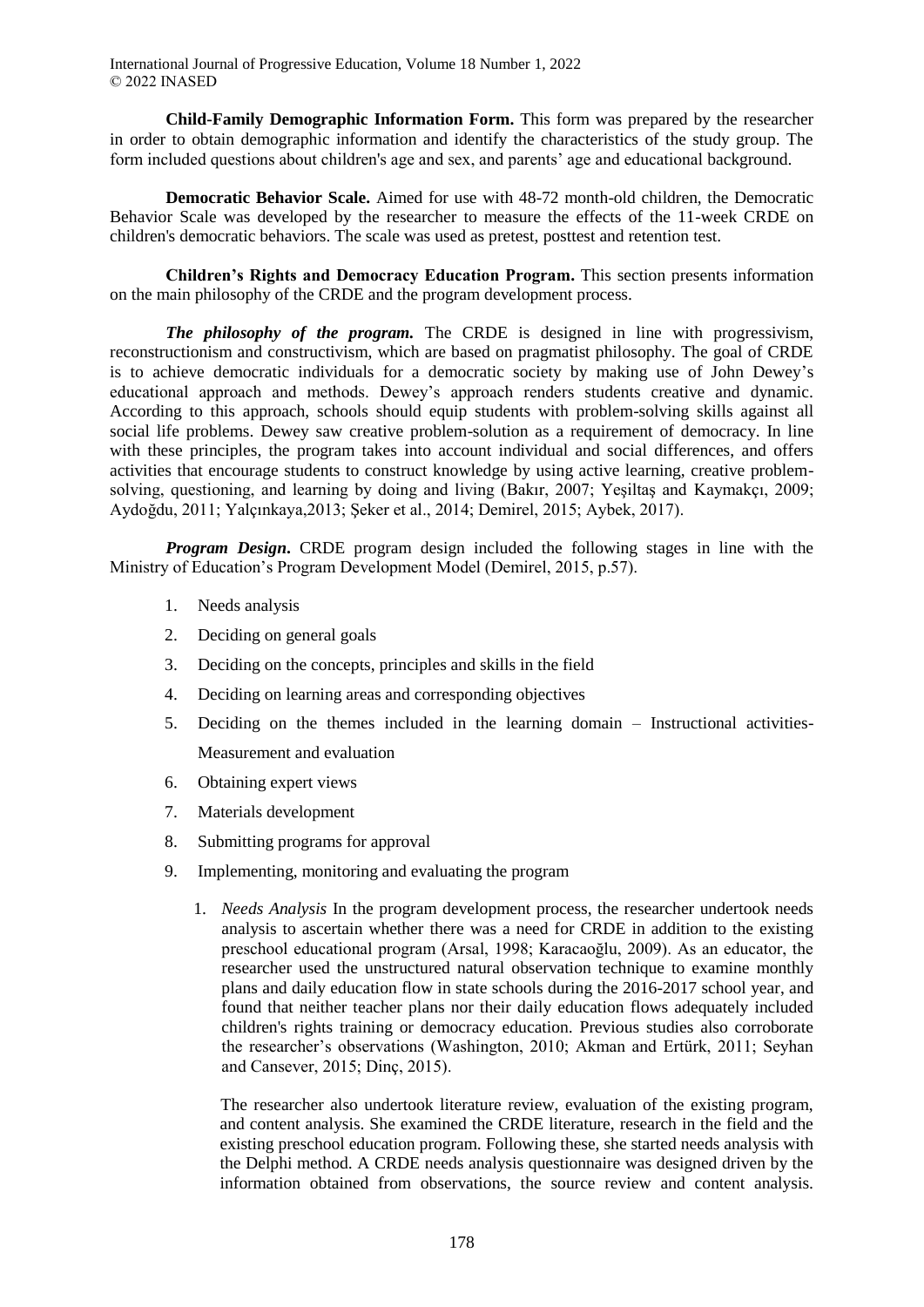**Child-Family Demographic Information Form.** This form was prepared by the researcher in order to obtain demographic information and identify the characteristics of the study group. The form included questions about children's age and sex, and parents' age and educational background.

**Democratic Behavior Scale.** Aimed for use with 48-72 month-old children, the Democratic Behavior Scale was developed by the researcher to measure the effects of the 11-week CRDE on children's democratic behaviors. The scale was used as pretest, posttest and retention test.

**Children's Rights and Democracy Education Program.** This section presents information on the main philosophy of the CRDE and the program development process.

***The philosophy of the program.*** The CRDE is designed in line with progressivism, reconstructionism and constructivism, which are based on pragmatist philosophy. The goal of CRDE is to achieve democratic individuals for a democratic society by making use of John Dewey's educational approach and methods. Dewey's approach renders students creative and dynamic. According to this approach, schools should equip students with problem-solving skills against all social life problems. Dewey saw creative problem-solution as a requirement of democracy. In line with these principles, the program takes into account individual and social differences, and offers activities that encourage students to construct knowledge by using active learning, creative problem-solving, questioning, and learning by doing and living (Bakır, 2007; Yeşiltaş and Kaymakçı, 2009; Aydoğdu, 2011; Yalçınkaya,2013; Şeker et al., 2014; Demirel, 2015; Aybek, 2017).

***Program Design*.** CRDE program design included the following stages in line with the Ministry of Education's Program Development Model (Demirel, 2015, p.57).

1. Needs analysis
2. Deciding on general goals
3. Deciding on the concepts, principles and skills in the field
4. Deciding on learning areas and corresponding objectives
5. Deciding on the themes included in the learning domain – Instructional activities- Measurement and evaluation
6. Obtaining expert views
7. Materials development
8. Submitting programs for approval
9. Implementing, monitoring and evaluating the program

   1. *Needs Analysis* In the program development process, the researcher undertook needs analysis to ascertain whether there was a need for CRDE in addition to the existing preschool educational program (Arsal, 1998; Karacaoğlu, 2009). As an educator, the researcher used the unstructured natural observation technique to examine monthly plans and daily education flow in state schools during the 2016-2017 school year, and found that neither teacher plans nor their daily education flows adequately included children's rights training or democracy education. Previous studies also corroborate the researcher's observations (Washington, 2010; Akman and Ertürk, 2011; Seyhan and Cansever, 2015; Dinç, 2015).

      The researcher also undertook literature review, evaluation of the existing program, and content analysis. She examined the CRDE literature, research in the field and the existing preschool education program. Following these, she started needs analysis with the Delphi method. A CRDE needs analysis questionnaire was designed driven by the information obtained from observations, the source review and content analysis.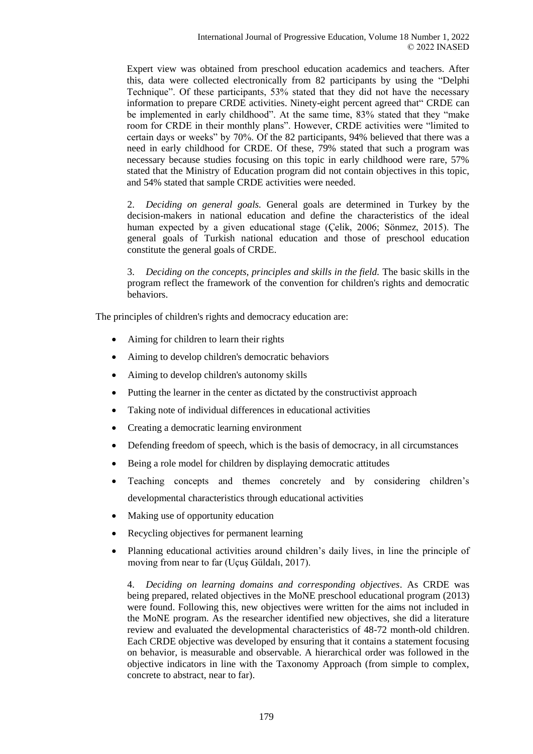Expert view was obtained from preschool education academics and teachers. After this, data were collected electronically from 82 participants by using the "Delphi Technique". Of these participants, 53% stated that they did not have the necessary information to prepare CRDE activities. Ninety-eight percent agreed that" CRDE can be implemented in early childhood". At the same time, 83% stated that they "make room for CRDE in their monthly plans". However, CRDE activities were "limited to certain days or weeks" by 70%. Of the 82 participants, 94% believed that there was a need in early childhood for CRDE. Of these, 79% stated that such a program was necessary because studies focusing on this topic in early childhood were rare, 57% stated that the Ministry of Education program did not contain objectives in this topic, and 54% stated that sample CRDE activities were needed.

2. *Deciding on general goals.* General goals are determined in Turkey by the decision-makers in national education and define the characteristics of the ideal human expected by a given educational stage (Çelik, 2006; Sönmez, 2015). The general goals of Turkish national education and those of preschool education constitute the general goals of CRDE.

3. *Deciding on the concepts, principles and skills in the field.* The basic skills in the program reflect the framework of the convention for children's rights and democratic behaviors.

The principles of children's rights and democracy education are:

- Aiming for children to learn their rights
- Aiming to develop children's democratic behaviors
- Aiming to develop children's autonomy skills
- Putting the learner in the center as dictated by the constructivist approach
- Taking note of individual differences in educational activities
- Creating a democratic learning environment
- Defending freedom of speech, which is the basis of democracy, in all circumstances
- Being a role model for children by displaying democratic attitudes
- Teaching concepts and themes concretely and by considering children's developmental characteristics through educational activities
- Making use of opportunity education
- Recycling objectives for permanent learning
- Planning educational activities around children's daily lives, in line the principle of moving from near to far (Uçuş Güldalı, 2017).

4. *Deciding on learning domains and corresponding objectives*. As CRDE was being prepared, related objectives in the MoNE preschool educational program (2013) were found. Following this, new objectives were written for the aims not included in the MoNE program. As the researcher identified new objectives, she did a literature review and evaluated the developmental characteristics of 48-72 month-old children. Each CRDE objective was developed by ensuring that it contains a statement focusing on behavior, is measurable and observable. A hierarchical order was followed in the objective indicators in line with the Taxonomy Approach (from simple to complex, concrete to abstract, near to far).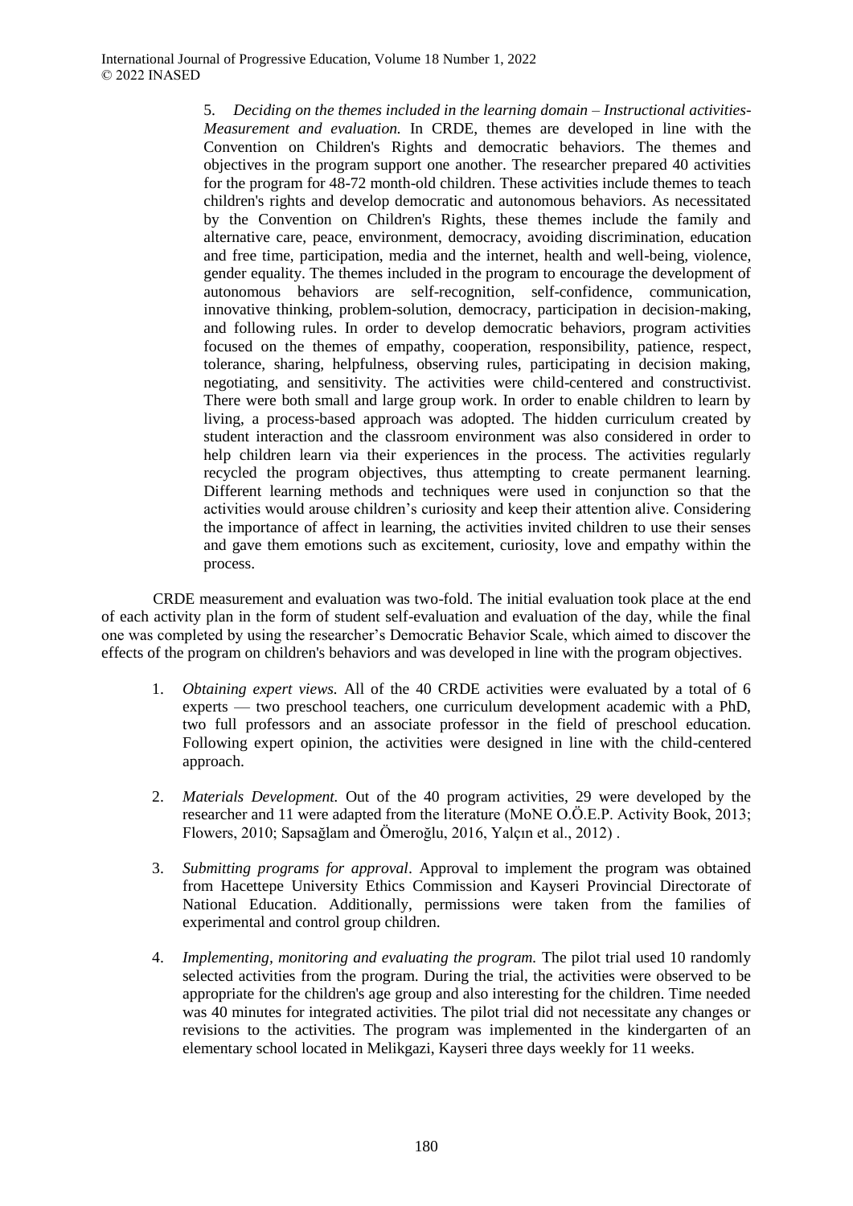5. *Deciding on the themes included in the learning domain – Instructional activities-Measurement and evaluation.* In CRDE, themes are developed in line with the Convention on Children's Rights and democratic behaviors. The themes and objectives in the program support one another. The researcher prepared 40 activities for the program for 48-72 month-old children. These activities include themes to teach children's rights and develop democratic and autonomous behaviors. As necessitated by the Convention on Children's Rights, these themes include the family and alternative care, peace, environment, democracy, avoiding discrimination, education and free time, participation, media and the internet, health and well-being, violence, gender equality. The themes included in the program to encourage the development of autonomous behaviors are self-recognition, self-confidence, communication, innovative thinking, problem-solution, democracy, participation in decision-making, and following rules. In order to develop democratic behaviors, program activities focused on the themes of empathy, cooperation, responsibility, patience, respect, tolerance, sharing, helpfulness, observing rules, participating in decision making, negotiating, and sensitivity. The activities were child-centered and constructivist. There were both small and large group work. In order to enable children to learn by living, a process-based approach was adopted. The hidden curriculum created by student interaction and the classroom environment was also considered in order to help children learn via their experiences in the process. The activities regularly recycled the program objectives, thus attempting to create permanent learning. Different learning methods and techniques were used in conjunction so that the activities would arouse children's curiosity and keep their attention alive. Considering the importance of affect in learning, the activities invited children to use their senses and gave them emotions such as excitement, curiosity, love and empathy within the process.

CRDE measurement and evaluation was two-fold. The initial evaluation took place at the end of each activity plan in the form of student self-evaluation and evaluation of the day, while the final one was completed by using the researcher's Democratic Behavior Scale, which aimed to discover the effects of the program on children's behaviors and was developed in line with the program objectives.

1. *Obtaining expert views.* All of the 40 CRDE activities were evaluated by a total of 6 experts — two preschool teachers, one curriculum development academic with a PhD, two full professors and an associate professor in the field of preschool education. Following expert opinion, the activities were designed in line with the child-centered approach.

2. *Materials Development.* Out of the 40 program activities, 29 were developed by the researcher and 11 were adapted from the literature (MoNE O.Ö.E.P. Activity Book, 2013; Flowers, 2010; Sapsağlam and Ömeroğlu, 2016, Yalçın et al., 2012) .

3. *Submitting programs for approval*. Approval to implement the program was obtained from Hacettepe University Ethics Commission and Kayseri Provincial Directorate of National Education. Additionally, permissions were taken from the families of experimental and control group children.

4. *Implementing, monitoring and evaluating the program.* The pilot trial used 10 randomly selected activities from the program. During the trial, the activities were observed to be appropriate for the children's age group and also interesting for the children. Time needed was 40 minutes for integrated activities. The pilot trial did not necessitate any changes or revisions to the activities. The program was implemented in the kindergarten of an elementary school located in Melikgazi, Kayseri three days weekly for 11 weeks.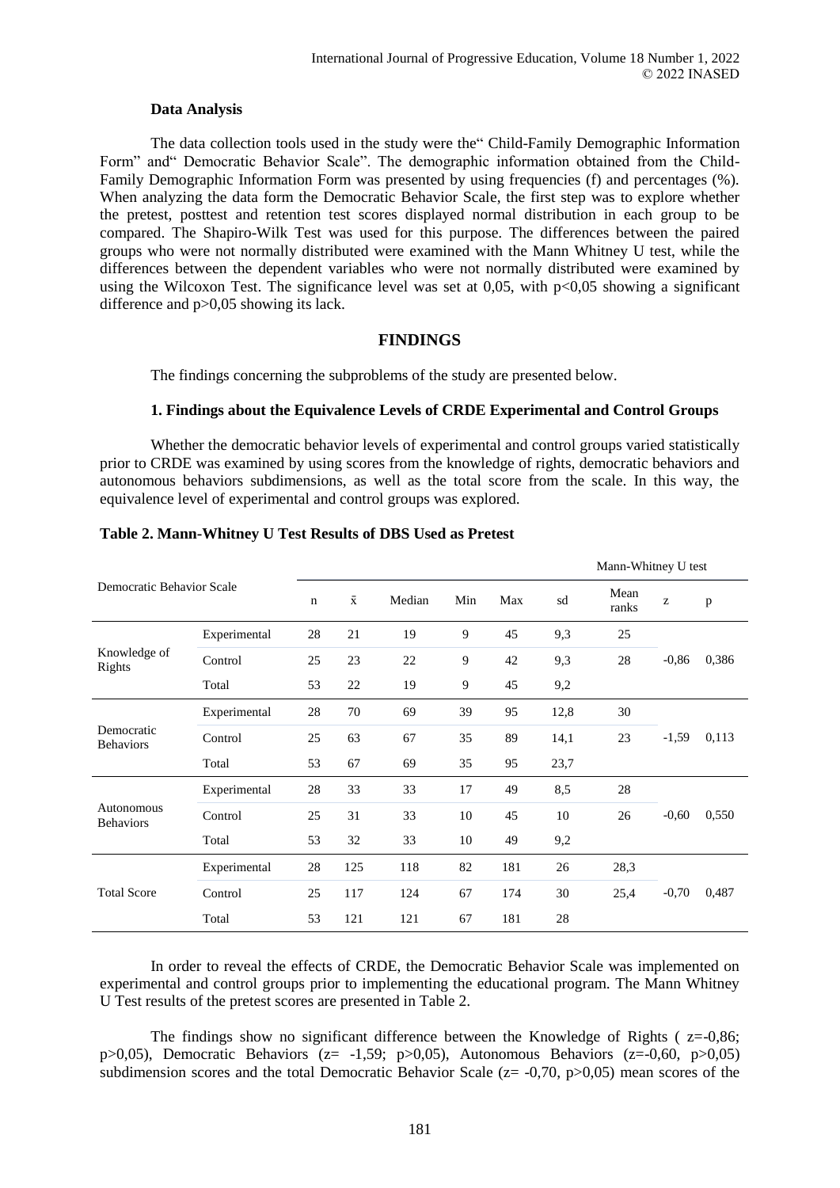**Data Analysis**

The data collection tools used in the study were the" Child-Family Demographic Information Form" and" Democratic Behavior Scale". The demographic information obtained from the Child-Family Demographic Information Form was presented by using frequencies (f) and percentages (%). When analyzing the data form the Democratic Behavior Scale, the first step was to explore whether the pretest, posttest and retention test scores displayed normal distribution in each group to be compared. The Shapiro-Wilk Test was used for this purpose. The differences between the paired groups who were not normally distributed were examined with the Mann Whitney U test, while the differences between the dependent variables who were not normally distributed were examined by using the Wilcoxon Test. The significance level was set at 0,05, with p<0,05 showing a significant difference and p>0,05 showing its lack.

## FINDINGS

The findings concerning the subproblems of the study are presented below.

### 1. Findings about the Equivalence Levels of CRDE Experimental and Control Groups

Whether the democratic behavior levels of experimental and control groups varied statistically prior to CRDE was examined by using scores from the knowledge of rights, democratic behaviors and autonomous behaviors subdimensions, as well as the total score from the scale. In this way, the equivalence level of experimental and control groups was explored.

**Table 2. Mann-Whitney U Test Results of DBS Used as Pretest**

| Democratic Behavior Scale | | | | | | | | Mann-Whitney U test | | |
|---|---|---|---|---|---|---|---|---|---|---|
| | | n | $\bar{x}$ | Median | Min | Max | sd | Mean ranks | z | p |
| Knowledge of Rights | Experimental | 28 | 21 | 19 | 9 | 45 | 9,3 | 25 | -0,86 | 0,386 |
| | Control | 25 | 23 | 22 | 9 | 42 | 9,3 | 28 | | |
| | Total | 53 | 22 | 19 | 9 | 45 | 9,2 | | | |
| Democratic Behaviors | Experimental | 28 | 70 | 69 | 39 | 95 | 12,8 | 30 | -1,59 | 0,113 |
| | Control | 25 | 63 | 67 | 35 | 89 | 14,1 | 23 | | |
| | Total | 53 | 67 | 69 | 35 | 95 | 23,7 | | | |
| Autonomous Behaviors | Experimental | 28 | 33 | 33 | 17 | 49 | 8,5 | 28 | -0,60 | 0,550 |
| | Control | 25 | 31 | 33 | 10 | 45 | 10 | 26 | | |
| | Total | 53 | 32 | 33 | 10 | 49 | 9,2 | | | |
| Total Score | Experimental | 28 | 125 | 118 | 82 | 181 | 26 | 28,3 | -0,70 | 0,487 |
| | Control | 25 | 117 | 124 | 67 | 174 | 30 | 25,4 | | |
| | Total | 53 | 121 | 121 | 67 | 181 | 28 | | | |

In order to reveal the effects of CRDE, the Democratic Behavior Scale was implemented on experimental and control groups prior to implementing the educational program. The Mann Whitney U Test results of the pretest scores are presented in Table 2.

The findings show no significant difference between the Knowledge of Rights ( $z=-0,86$; $p>0,05$), Democratic Behaviors ($z= -1,59$; $p>0,05$), Autonomous Behaviors ($z=-0,60$, $p>0,05$) subdimension scores and the total Democratic Behavior Scale ($z= -0,70$, $p>0,05$) mean scores of the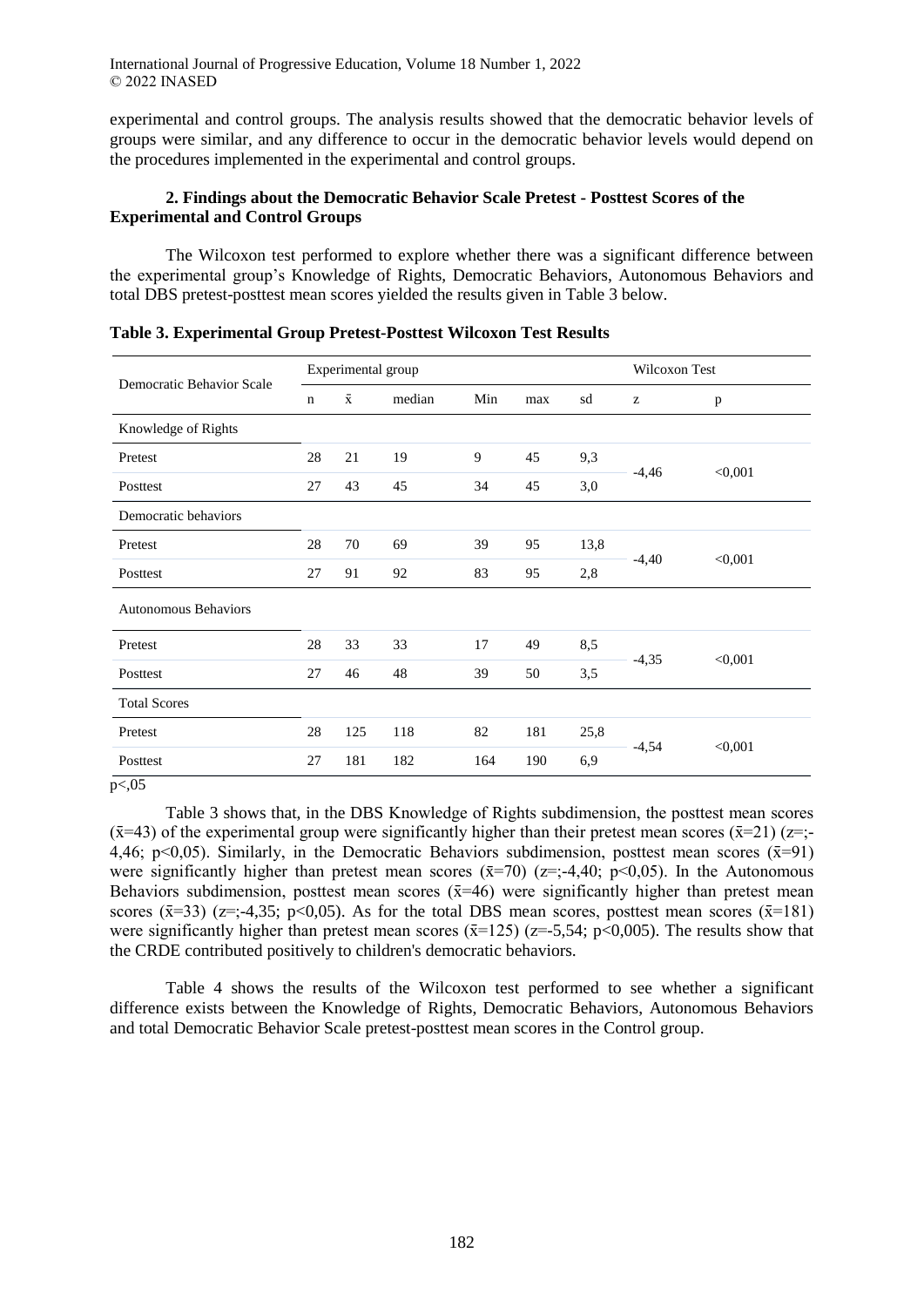experimental and control groups. The analysis results showed that the democratic behavior levels of groups were similar, and any difference to occur in the democratic behavior levels would depend on the procedures implemented in the experimental and control groups.

### 2. Findings about the Democratic Behavior Scale Pretest - Posttest Scores of the Experimental and Control Groups

The Wilcoxon test performed to explore whether there was a significant difference between the experimental group's Knowledge of Rights, Democratic Behaviors, Autonomous Behaviors and total DBS pretest-posttest mean scores yielded the results given in Table 3 below.

**Table 3. Experimental Group Pretest-Posttest Wilcoxon Test Results**

| Democratic Behavior Scale | Experimental group | | | | | | Wilcoxon Test | |
|---|---|---|---|---|---|---|---|---|
| | n | x̄ | median | Min | max | sd | z | p |
| Knowledge of Rights | | | | | | | | |
| Pretest | 28 | 21 | 19 | 9 | 45 | 9,3 | -4,46 | <0,001 |
| Posttest | 27 | 43 | 45 | 34 | 45 | 3,0 | | |
| Democratic behaviors | | | | | | | | |
| Pretest | 28 | 70 | 69 | 39 | 95 | 13,8 | -4,40 | <0,001 |
| Posttest | 27 | 91 | 92 | 83 | 95 | 2,8 | | |
| Autonomous Behaviors | | | | | | | | |
| Pretest | 28 | 33 | 33 | 17 | 49 | 8,5 | -4,35 | <0,001 |
| Posttest | 27 | 46 | 48 | 39 | 50 | 3,5 | | |
| Total Scores | | | | | | | | |
| Pretest | 28 | 125 | 118 | 82 | 181 | 25,8 | -4,54 | <0,001 |
| Posttest | 27 | 181 | 182 | 164 | 190 | 6,9 | | |

p<,05

Table 3 shows that, in the DBS Knowledge of Rights subdimension, the posttest mean scores (x̄=43) of the experimental group were significantly higher than their pretest mean scores (x̄=21) (z=;-4,46; p<0,05). Similarly, in the Democratic Behaviors subdimension, posttest mean scores (x̄=91) were significantly higher than pretest mean scores (x̄=70) (z=;-4,40; p<0,05). In the Autonomous Behaviors subdimension, posttest mean scores (x̄=46) were significantly higher than pretest mean scores (x̄=33) (z=;-4,35; p<0,05). As for the total DBS mean scores, posttest mean scores (x̄=181) were significantly higher than pretest mean scores (x̄=125) (z=-5,54; p<0,005). The results show that the CRDE contributed positively to children's democratic behaviors.

Table 4 shows the results of the Wilcoxon test performed to see whether a significant difference exists between the Knowledge of Rights, Democratic Behaviors, Autonomous Behaviors and total Democratic Behavior Scale pretest-posttest mean scores in the Control group.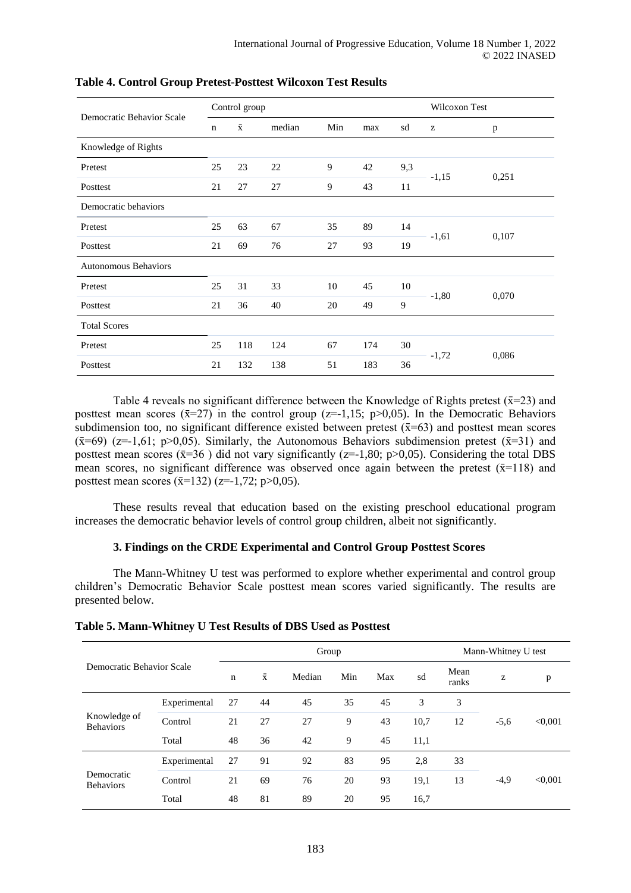**Table 4. Control Group Pretest-Posttest Wilcoxon Test Results**

| Democratic Behavior Scale | Control group | | | | | | Wilcoxon Test | |
|---|---|---|---|---|---|---|---|---|
| | n | x̄ | median | Min | max | sd | z | p |
| Knowledge of Rights | | | | | | | | |
| Pretest | 25 | 23 | 22 | 9 | 42 | 9,3 | -1,15 | 0,251 |
| Posttest | 21 | 27 | 27 | 9 | 43 | 11 | | |
| Democratic behaviors | | | | | | | | |
| Pretest | 25 | 63 | 67 | 35 | 89 | 14 | -1,61 | 0,107 |
| Posttest | 21 | 69 | 76 | 27 | 93 | 19 | | |
| Autonomous Behaviors | | | | | | | | |
| Pretest | 25 | 31 | 33 | 10 | 45 | 10 | -1,80 | 0,070 |
| Posttest | 21 | 36 | 40 | 20 | 49 | 9 | | |
| Total Scores | | | | | | | | |
| Pretest | 25 | 118 | 124 | 67 | 174 | 30 | -1,72 | 0,086 |
| Posttest | 21 | 132 | 138 | 51 | 183 | 36 | | |

Table 4 reveals no significant difference between the Knowledge of Rights pretest ($\bar{x}$=23) and posttest mean scores ($\bar{x}$=27) in the control group (z=-1,15; p>0,05). In the Democratic Behaviors subdimension too, no significant difference existed between pretest ($\bar{x}$=63) and posttest mean scores ($\bar{x}$=69) (z=-1,61; p>0,05). Similarly, the Autonomous Behaviors subdimension pretest ($\bar{x}$=31) and posttest mean scores ($\bar{x}$=36 ) did not vary significantly (z=-1,80; p>0,05). Considering the total DBS mean scores, no significant difference was observed once again between the pretest ($\bar{x}$=118) and posttest mean scores ($\bar{x}$=132) (z=-1,72; p>0,05).

These results reveal that education based on the existing preschool educational program increases the democratic behavior levels of control group children, albeit not significantly.

### 3. Findings on the CRDE Experimental and Control Group Posttest Scores

The Mann-Whitney U test was performed to explore whether experimental and control group children's Democratic Behavior Scale posttest mean scores varied significantly. The results are presented below.

**Table 5. Mann-Whitney U Test Results of DBS Used as Posttest**

| Democratic Behavior Scale | | Group | | | | | | Mann-Whitney U test | | |
|---|---|---|---|---|---|---|---|---|---|---|
| | | n | x̄ | Median | Min | Max | sd | Mean ranks | z | p |
| Knowledge of Behaviors | Experimental | 27 | 44 | 45 | 35 | 45 | 3 | 3 | -5,6 | <0,001 |
| | Control | 21 | 27 | 27 | 9 | 43 | 10,7 | 12 | | |
| | Total | 48 | 36 | 42 | 9 | 45 | 11,1 | | | |
| Democratic Behaviors | Experimental | 27 | 91 | 92 | 83 | 95 | 2,8 | 33 | -4,9 | <0,001 |
| | Control | 21 | 69 | 76 | 20 | 93 | 19,1 | 13 | | |
| | Total | 48 | 81 | 89 | 20 | 95 | 16,7 | | | |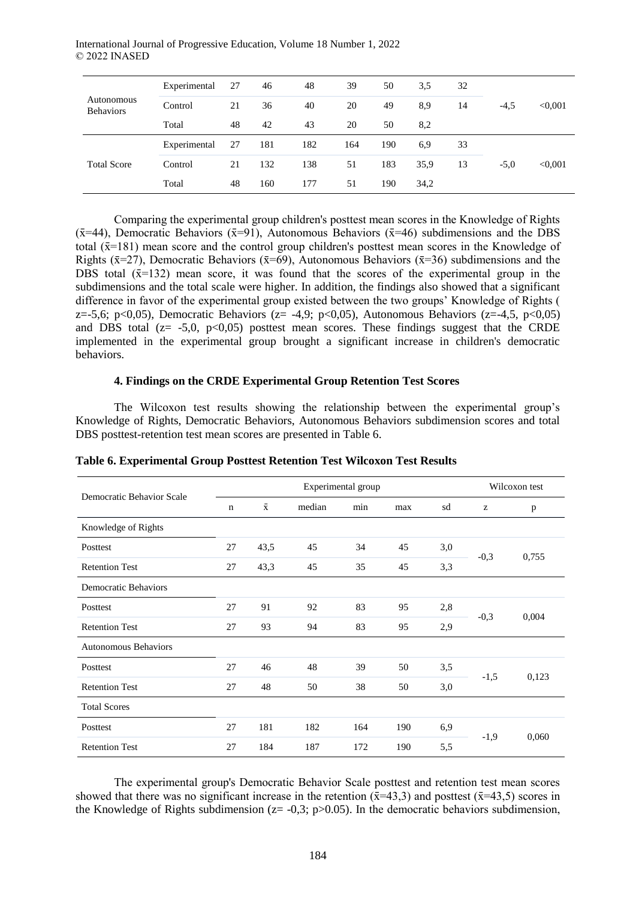| | | | | | | | | | | |
|---|---|---|---|---|---|---|---|---|---|---|
| Autonomous Behaviors | Experimental | 27 | 46 | 48 | 39 | 50 | 3,5 | 32 | -4,5 | <0,001 |
| | Control | 21 | 36 | 40 | 20 | 49 | 8,9 | 14 | | |
| | Total | 48 | 42 | 43 | 20 | 50 | 8,2 | | | |
| Total Score | Experimental | 27 | 181 | 182 | 164 | 190 | 6,9 | 33 | -5,0 | <0,001 |
| | Control | 21 | 132 | 138 | 51 | 183 | 35,9 | 13 | | |
| | Total | 48 | 160 | 177 | 51 | 190 | 34,2 | | | |

Comparing the experimental group children's posttest mean scores in the Knowledge of Rights ($\bar{x}$=44), Democratic Behaviors ($\bar{x}$=91), Autonomous Behaviors ($\bar{x}$=46) subdimensions and the DBS total ($\bar{x}$=181) mean score and the control group children's posttest mean scores in the Knowledge of Rights ($\bar{x}$=27), Democratic Behaviors ($\bar{x}$=69), Autonomous Behaviors ($\bar{x}$=36) subdimensions and the DBS total ($\bar{x}$=132) mean score, it was found that the scores of the experimental group in the subdimensions and the total scale were higher. In addition, the findings also showed that a significant difference in favor of the experimental group existed between the two groups' Knowledge of Rights ( $z$=-5,6; $p$<0,05), Democratic Behaviors ($z$= -4,9; $p$<0,05), Autonomous Behaviors ($z$=-4,5, $p$<0,05) and DBS total ($z$= -5,0, $p$<0,05) posttest mean scores. These findings suggest that the CRDE implemented in the experimental group brought a significant increase in children's democratic behaviors.

#### 4. Findings on the CRDE Experimental Group Retention Test Scores

The Wilcoxon test results showing the relationship between the experimental group's Knowledge of Rights, Democratic Behaviors, Autonomous Behaviors subdimension scores and total DBS posttest-retention test mean scores are presented in Table 6.

**Table 6. Experimental Group Posttest Retention Test Wilcoxon Test Results**

| Democratic Behavior Scale | Experimental group | | | | | | Wilcoxon test | |
|---|---|---|---|---|---|---|---|---|
| | n | $\bar{x}$ | median | min | max | sd | z | p |
| Knowledge of Rights | | | | | | | | |
| Posttest | 27 | 43,5 | 45 | 34 | 45 | 3,0 | -0,3 | 0,755 |
| Retention Test | 27 | 43,3 | 45 | 35 | 45 | 3,3 | | |
| Democratic Behaviors | | | | | | | | |
| Posttest | 27 | 91 | 92 | 83 | 95 | 2,8 | -0,3 | 0,004 |
| Retention Test | 27 | 93 | 94 | 83 | 95 | 2,9 | | |
| Autonomous Behaviors | | | | | | | | |
| Posttest | 27 | 46 | 48 | 39 | 50 | 3,5 | -1,5 | 0,123 |
| Retention Test | 27 | 48 | 50 | 38 | 50 | 3,0 | | |
| Total Scores | | | | | | | | |
| Posttest | 27 | 181 | 182 | 164 | 190 | 6,9 | -1,9 | 0,060 |
| Retention Test | 27 | 184 | 187 | 172 | 190 | 5,5 | | |

The experimental group's Democratic Behavior Scale posttest and retention test mean scores showed that there was no significant increase in the retention ($\bar{x}$=43,3) and posttest ($\bar{x}$=43,5) scores in the Knowledge of Rights subdimension ($z$= -0,3; $p$>0.05). In the democratic behaviors subdimension,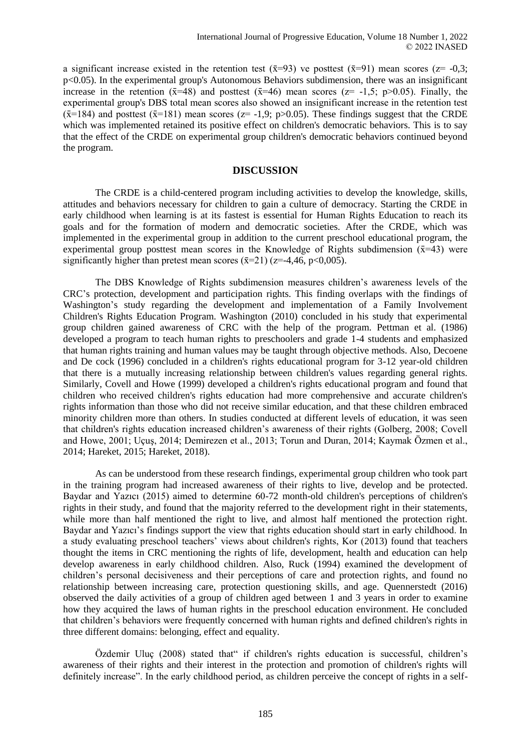a significant increase existed in the retention test ($\bar{x}$=93) ve posttest ($\bar{x}$=91) mean scores ($z$= -0,3; $p$<0.05). In the experimental group's Autonomous Behaviors subdimension, there was an insignificant increase in the retention ($\bar{x}$=48) and posttest ($\bar{x}$=46) mean scores ($z$= -1,5; $p$>0.05). Finally, the experimental group's DBS total mean scores also showed an insignificant increase in the retention test ($\bar{x}$=184) and posttest ($\bar{x}$=181) mean scores ($z$= -1,9; $p$>0.05). These findings suggest that the CRDE which was implemented retained its positive effect on children's democratic behaviors. This is to say that the effect of the CRDE on experimental group children's democratic behaviors continued beyond the program.

## DISCUSSION

The CRDE is a child-centered program including activities to develop the knowledge, skills, attitudes and behaviors necessary for children to gain a culture of democracy. Starting the CRDE in early childhood when learning is at its fastest is essential for Human Rights Education to reach its goals and for the formation of modern and democratic societies. After the CRDE, which was implemented in the experimental group in addition to the current preschool educational program, the experimental group posttest mean scores in the Knowledge of Rights subdimension ($\bar{x}$=43) were significantly higher than pretest mean scores ($\bar{x}$=21) ($z$=-4,46, $p$<0,005).

The DBS Knowledge of Rights subdimension measures children's awareness levels of the CRC's protection, development and participation rights. This finding overlaps with the findings of Washington's study regarding the development and implementation of a Family Involvement Children's Rights Education Program. Washington (2010) concluded in his study that experimental group children gained awareness of CRC with the help of the program. Pettman et al. (1986) developed a program to teach human rights to preschoolers and grade 1-4 students and emphasized that human rights training and human values may be taught through objective methods. Also, Decoene and De cock (1996) concluded in a children's rights educational program for 3-12 year-old children that there is a mutually increasing relationship between children's values regarding general rights. Similarly, Covell and Howe (1999) developed a children's rights educational program and found that children who received children's rights education had more comprehensive and accurate children's rights information than those who did not receive similar education, and that these children embraced minority children more than others. In studies conducted at different levels of education, it was seen that children's rights education increased children's awareness of their rights (Golberg, 2008; Covell and Howe, 2001; Uçuş, 2014; Demirezen et al., 2013; Torun and Duran, 2014; Kaymak Özmen et al., 2014; Hareket, 2015; Hareket, 2018).

As can be understood from these research findings, experimental group children who took part in the training program had increased awareness of their rights to live, develop and be protected. Baydar and Yazıcı (2015) aimed to determine 60-72 month-old children's perceptions of children's rights in their study, and found that the majority referred to the development right in their statements, while more than half mentioned the right to live, and almost half mentioned the protection right. Baydar and Yazıcı's findings support the view that rights education should start in early childhood. In a study evaluating preschool teachers' views about children's rights, Kor (2013) found that teachers thought the items in CRC mentioning the rights of life, development, health and education can help develop awareness in early childhood children. Also, Ruck (1994) examined the development of children's personal decisiveness and their perceptions of care and protection rights, and found no relationship between increasing care, protection questioning skills, and age. Quennerstedt (2016) observed the daily activities of a group of children aged between 1 and 3 years in order to examine how they acquired the laws of human rights in the preschool education environment. He concluded that children's behaviors were frequently concerned with human rights and defined children's rights in three different domains: belonging, effect and equality.

Özdemir Uluç (2008) stated that" if children's rights education is successful, children's awareness of their rights and their interest in the protection and promotion of children's rights will definitely increase". In the early childhood period, as children perceive the concept of rights in a self-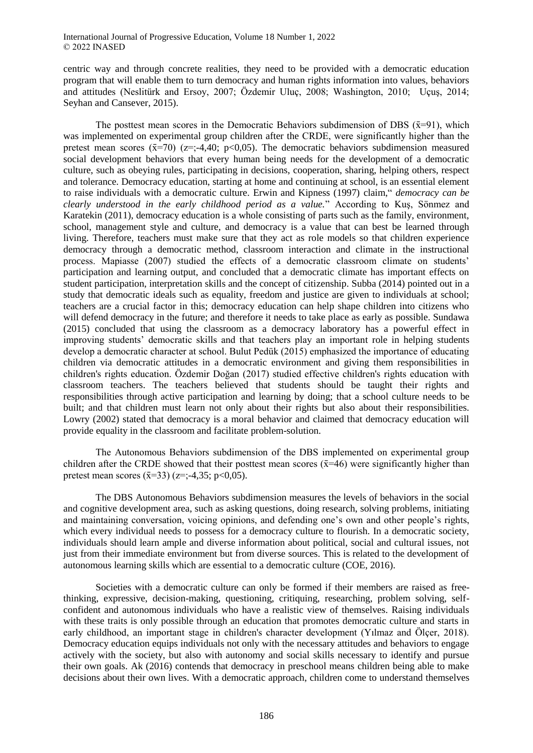centric way and through concrete realities, they need to be provided with a democratic education program that will enable them to turn democracy and human rights information into values, behaviors and attitudes (Neslitürk and Ersoy, 2007; Özdemir Uluç, 2008; Washington, 2010; Uçuş, 2014; Seyhan and Cansever, 2015).

The posttest mean scores in the Democratic Behaviors subdimension of DBS ($\bar{x}$=91), which was implemented on experimental group children after the CRDE, were significantly higher than the pretest mean scores ($\bar{x}$=70) (z=;-4,40; p<0,05). The democratic behaviors subdimension measured social development behaviors that every human being needs for the development of a democratic culture, such as obeying rules, participating in decisions, cooperation, sharing, helping others, respect and tolerance. Democracy education, starting at home and continuing at school, is an essential element to raise individuals with a democratic culture. Erwin and Kipness (1997) claim," *democracy can be clearly understood in the early childhood period as a value.*" According to Kuş, Sönmez and Karatekin (2011), democracy education is a whole consisting of parts such as the family, environment, school, management style and culture, and democracy is a value that can best be learned through living. Therefore, teachers must make sure that they act as role models so that children experience democracy through a democratic method, classroom interaction and climate in the instructional process. Mapiasse (2007) studied the effects of a democratic classroom climate on students' participation and learning output, and concluded that a democratic climate has important effects on student participation, interpretation skills and the concept of citizenship. Subba (2014) pointed out in a study that democratic ideals such as equality, freedom and justice are given to individuals at school; teachers are a crucial factor in this; democracy education can help shape children into citizens who will defend democracy in the future; and therefore it needs to take place as early as possible. Sundawa (2015) concluded that using the classroom as a democracy laboratory has a powerful effect in improving students' democratic skills and that teachers play an important role in helping students develop a democratic character at school. Bulut Pedük (2015) emphasized the importance of educating children via democratic attitudes in a democratic environment and giving them responsibilities in children's rights education. Özdemir Doğan (2017) studied effective children's rights education with classroom teachers. The teachers believed that students should be taught their rights and responsibilities through active participation and learning by doing; that a school culture needs to be built; and that children must learn not only about their rights but also about their responsibilities. Lowry (2002) stated that democracy is a moral behavior and claimed that democracy education will provide equality in the classroom and facilitate problem-solution.

The Autonomous Behaviors subdimension of the DBS implemented on experimental group children after the CRDE showed that their posttest mean scores ($\bar{x}$=46) were significantly higher than pretest mean scores ($\bar{x}$=33) (z=;-4,35; p<0,05).

The DBS Autonomous Behaviors subdimension measures the levels of behaviors in the social and cognitive development area, such as asking questions, doing research, solving problems, initiating and maintaining conversation, voicing opinions, and defending one's own and other people's rights, which every individual needs to possess for a democracy culture to flourish. In a democratic society, individuals should learn ample and diverse information about political, social and cultural issues, not just from their immediate environment but from diverse sources. This is related to the development of autonomous learning skills which are essential to a democratic culture (COE, 2016).

Societies with a democratic culture can only be formed if their members are raised as free-thinking, expressive, decision-making, questioning, critiquing, researching, problem solving, self-confident and autonomous individuals who have a realistic view of themselves. Raising individuals with these traits is only possible through an education that promotes democratic culture and starts in early childhood, an important stage in children's character development (Yılmaz and Ölçer, 2018). Democracy education equips individuals not only with the necessary attitudes and behaviors to engage actively with the society, but also with autonomy and social skills necessary to identify and pursue their own goals. Ak (2016) contends that democracy in preschool means children being able to make decisions about their own lives. With a democratic approach, children come to understand themselves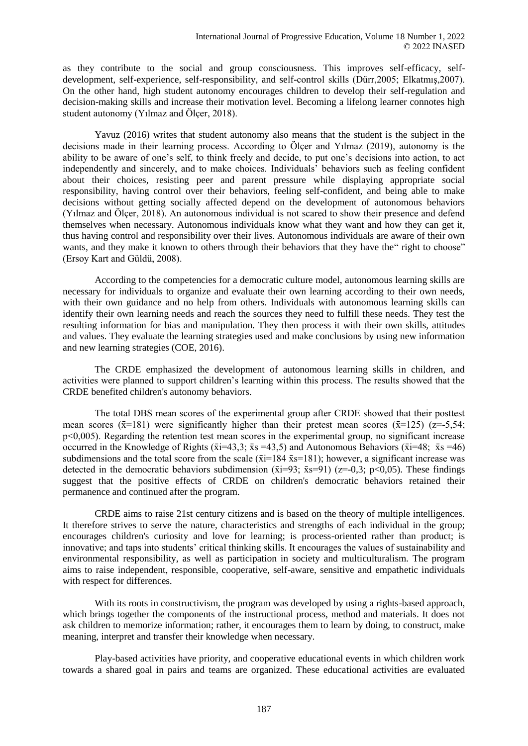as they contribute to the social and group consciousness. This improves self-efficacy, self-development, self-experience, self-responsibility, and self-control skills (Dürr,2005; Elkatmış,2007). On the other hand, high student autonomy encourages children to develop their self-regulation and decision-making skills and increase their motivation level. Becoming a lifelong learner connotes high student autonomy (Yılmaz and Ölçer, 2018).

Yavuz (2016) writes that student autonomy also means that the student is the subject in the decisions made in their learning process. According to Ölçer and Yılmaz (2019), autonomy is the ability to be aware of one's self, to think freely and decide, to put one's decisions into action, to act independently and sincerely, and to make choices. Individuals' behaviors such as feeling confident about their choices, resisting peer and parent pressure while displaying appropriate social responsibility, having control over their behaviors, feeling self-confident, and being able to make decisions without getting socially affected depend on the development of autonomous behaviors (Yılmaz and Ölçer, 2018). An autonomous individual is not scared to show their presence and defend themselves when necessary. Autonomous individuals know what they want and how they can get it, thus having control and responsibility over their lives. Autonomous individuals are aware of their own wants, and they make it known to others through their behaviors that they have the" right to choose" (Ersoy Kart and Güldü, 2008).

According to the competencies for a democratic culture model, autonomous learning skills are necessary for individuals to organize and evaluate their own learning according to their own needs, with their own guidance and no help from others. Individuals with autonomous learning skills can identify their own learning needs and reach the sources they need to fulfill these needs. They test the resulting information for bias and manipulation. They then process it with their own skills, attitudes and values. They evaluate the learning strategies used and make conclusions by using new information and new learning strategies (COE, 2016).

The CRDE emphasized the development of autonomous learning skills in children, and activities were planned to support children's learning within this process. The results showed that the CRDE benefited children's autonomy behaviors.

The total DBS mean scores of the experimental group after CRDE showed that their posttest mean scores ($\bar{x}$=181) were significantly higher than their pretest mean scores ($\bar{x}$=125) ($z$=-5,54; $p$<0,005). Regarding the retention test mean scores in the experimental group, no significant increase occurred in the Knowledge of Rights ($\bar{x}_i$=43,3; $\bar{x}_s$ =43,5) and Autonomous Behaviors ($\bar{x}_i$=48; $\bar{x}_s$ =46) subdimensions and the total score from the scale ($\bar{x}_i$=184 $\bar{x}_s$=181); however, a significant increase was detected in the democratic behaviors subdimension ($\bar{x}_i$=93; $\bar{x}_s$=91) ($z$=-0,3; $p$<0,05). These findings suggest that the positive effects of CRDE on children's democratic behaviors retained their permanence and continued after the program.

CRDE aims to raise 21st century citizens and is based on the theory of multiple intelligences. It therefore strives to serve the nature, characteristics and strengths of each individual in the group; encourages children's curiosity and love for learning; is process-oriented rather than product; is innovative; and taps into students' critical thinking skills. It encourages the values of sustainability and environmental responsibility, as well as participation in society and multiculturalism. The program aims to raise independent, responsible, cooperative, self-aware, sensitive and empathetic individuals with respect for differences.

With its roots in constructivism, the program was developed by using a rights-based approach, which brings together the components of the instructional process, method and materials. It does not ask children to memorize information; rather, it encourages them to learn by doing, to construct, make meaning, interpret and transfer their knowledge when necessary.

Play-based activities have priority, and cooperative educational events in which children work towards a shared goal in pairs and teams are organized. These educational activities are evaluated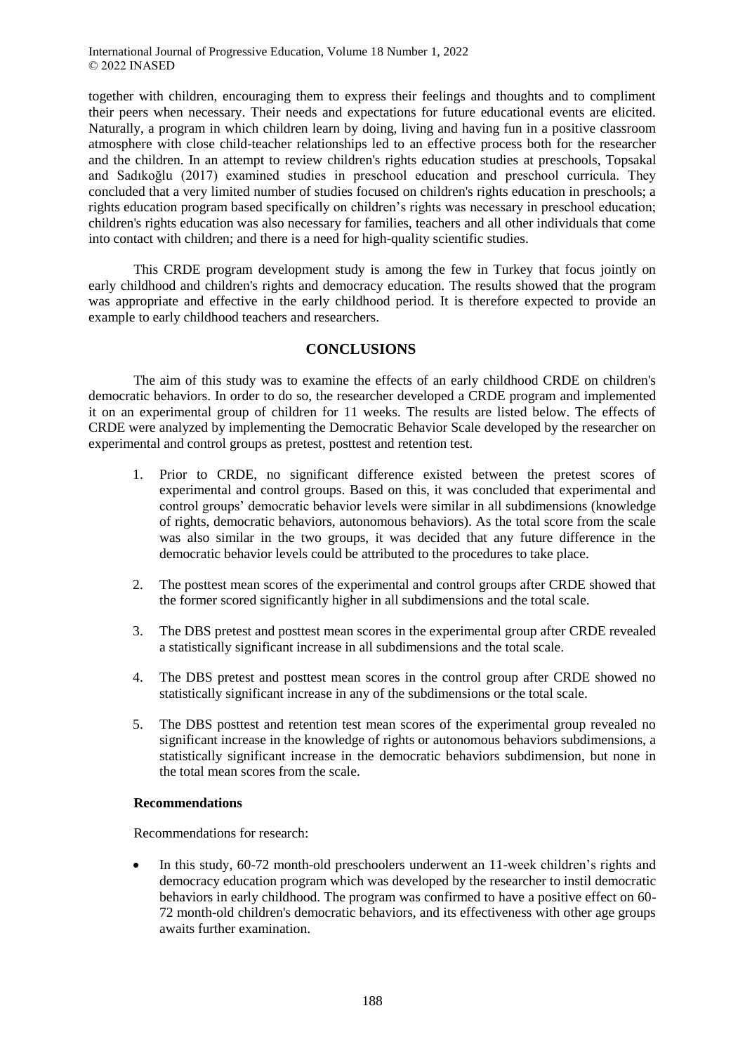together with children, encouraging them to express their feelings and thoughts and to compliment their peers when necessary. Their needs and expectations for future educational events are elicited. Naturally, a program in which children learn by doing, living and having fun in a positive classroom atmosphere with close child-teacher relationships led to an effective process both for the researcher and the children. In an attempt to review children's rights education studies at preschools, Topsakal and Sadıkoğlu (2017) examined studies in preschool education and preschool curricula. They concluded that a very limited number of studies focused on children's rights education in preschools; a rights education program based specifically on children's rights was necessary in preschool education; children's rights education was also necessary for families, teachers and all other individuals that come into contact with children; and there is a need for high-quality scientific studies.

This CRDE program development study is among the few in Turkey that focus jointly on early childhood and children's rights and democracy education. The results showed that the program was appropriate and effective in the early childhood period. It is therefore expected to provide an example to early childhood teachers and researchers.

## CONCLUSIONS

The aim of this study was to examine the effects of an early childhood CRDE on children's democratic behaviors. In order to do so, the researcher developed a CRDE program and implemented it on an experimental group of children for 11 weeks. The results are listed below. The effects of CRDE were analyzed by implementing the Democratic Behavior Scale developed by the researcher on experimental and control groups as pretest, posttest and retention test.

1. Prior to CRDE, no significant difference existed between the pretest scores of experimental and control groups. Based on this, it was concluded that experimental and control groups' democratic behavior levels were similar in all subdimensions (knowledge of rights, democratic behaviors, autonomous behaviors). As the total score from the scale was also similar in the two groups, it was decided that any future difference in the democratic behavior levels could be attributed to the procedures to take place.
2. The posttest mean scores of the experimental and control groups after CRDE showed that the former scored significantly higher in all subdimensions and the total scale.
3. The DBS pretest and posttest mean scores in the experimental group after CRDE revealed a statistically significant increase in all subdimensions and the total scale.
4. The DBS pretest and posttest mean scores in the control group after CRDE showed no statistically significant increase in any of the subdimensions or the total scale.
5. The DBS posttest and retention test mean scores of the experimental group revealed no significant increase in the knowledge of rights or autonomous behaviors subdimensions, a statistically significant increase in the democratic behaviors subdimension, but none in the total mean scores from the scale.

### Recommendations

Recommendations for research:

- In this study, 60-72 month-old preschoolers underwent an 11-week children's rights and democracy education program which was developed by the researcher to instil democratic behaviors in early childhood. The program was confirmed to have a positive effect on 60-72 month-old children's democratic behaviors, and its effectiveness with other age groups awaits further examination.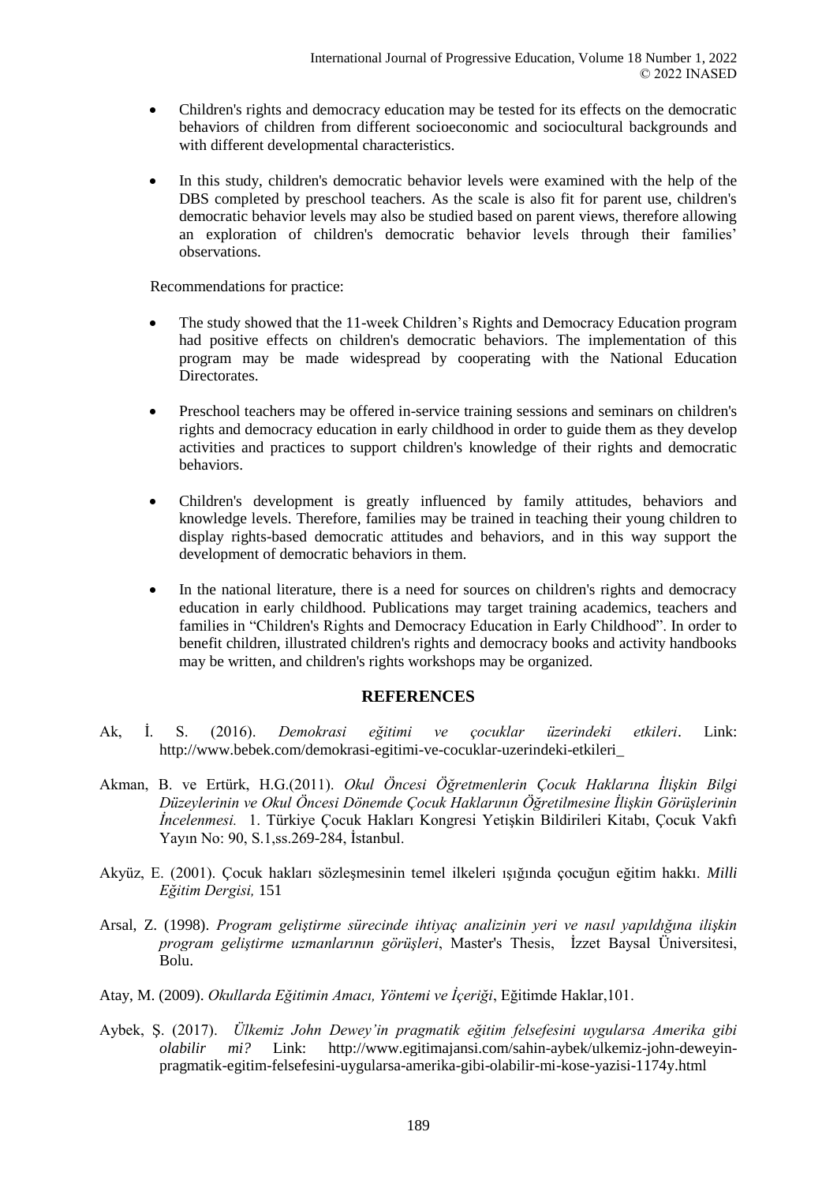- Children's rights and democracy education may be tested for its effects on the democratic behaviors of children from different socioeconomic and sociocultural backgrounds and with different developmental characteristics.

- In this study, children's democratic behavior levels were examined with the help of the DBS completed by preschool teachers. As the scale is also fit for parent use, children's democratic behavior levels may also be studied based on parent views, therefore allowing an exploration of children's democratic behavior levels through their families' observations.

Recommendations for practice:

- The study showed that the 11-week Children's Rights and Democracy Education program had positive effects on children's democratic behaviors. The implementation of this program may be made widespread by cooperating with the National Education Directorates.

- Preschool teachers may be offered in-service training sessions and seminars on children's rights and democracy education in early childhood in order to guide them as they develop activities and practices to support children's knowledge of their rights and democratic behaviors.

- Children's development is greatly influenced by family attitudes, behaviors and knowledge levels. Therefore, families may be trained in teaching their young children to display rights-based democratic attitudes and behaviors, and in this way support the development of democratic behaviors in them.

- In the national literature, there is a need for sources on children's rights and democracy education in early childhood. Publications may target training academics, teachers and families in "Children's Rights and Democracy Education in Early Childhood". In order to benefit children, illustrated children's rights and democracy books and activity handbooks may be written, and children's rights workshops may be organized.

## REFERENCES

Ak, İ. S. (2016). *Demokrasi eğitimi ve çocuklar üzerindeki etkileri*. Link: http://www.bebek.com/demokrasi-egitimi-ve-cocuklar-uzerindeki-etkileri_

Akman, B. ve Ertürk, H.G.(2011). *Okul Öncesi Öğretmenlerin Çocuk Haklarına İlişkin Bilgi Düzeylerinin ve Okul Öncesi Dönemde Çocuk Haklarının Öğretilmesine İlişkin Görüşlerinin İncelenmesi.* 1. Türkiye Çocuk Hakları Kongresi Yetişkin Bildirileri Kitabı, Çocuk Vakfı Yayın No: 90, S.1,ss.269-284, İstanbul.

Akyüz, E. (2001). Çocuk hakları sözleşmesinin temel ilkeleri ışığında çocuğun eğitim hakkı. *Milli Eğitim Dergisi,* 151

Arsal, Z. (1998). *Program geliştirme sürecinde ihtiyaç analizinin yeri ve nasıl yapıldığına ilişkin program geliştirme uzmanlarının görüşleri*, Master's Thesis, İzzet Baysal Üniversitesi, Bolu.

Atay, M. (2009). *Okullarda Eğitimin Amacı, Yöntemi ve İçeriği*, Eğitimde Haklar,101.

Aybek, Ş. (2017). *Ülkemiz John Dewey'in pragmatik eğitim felsefesini uygularsa Amerika gibi olabilir mi?* Link: http://www.egitimajansi.com/sahin-aybek/ulkemiz-john-deweyin-pragmatik-egitim-felsefesini-uygularsa-amerika-gibi-olabilir-mi-kose-yazisi-1174y.html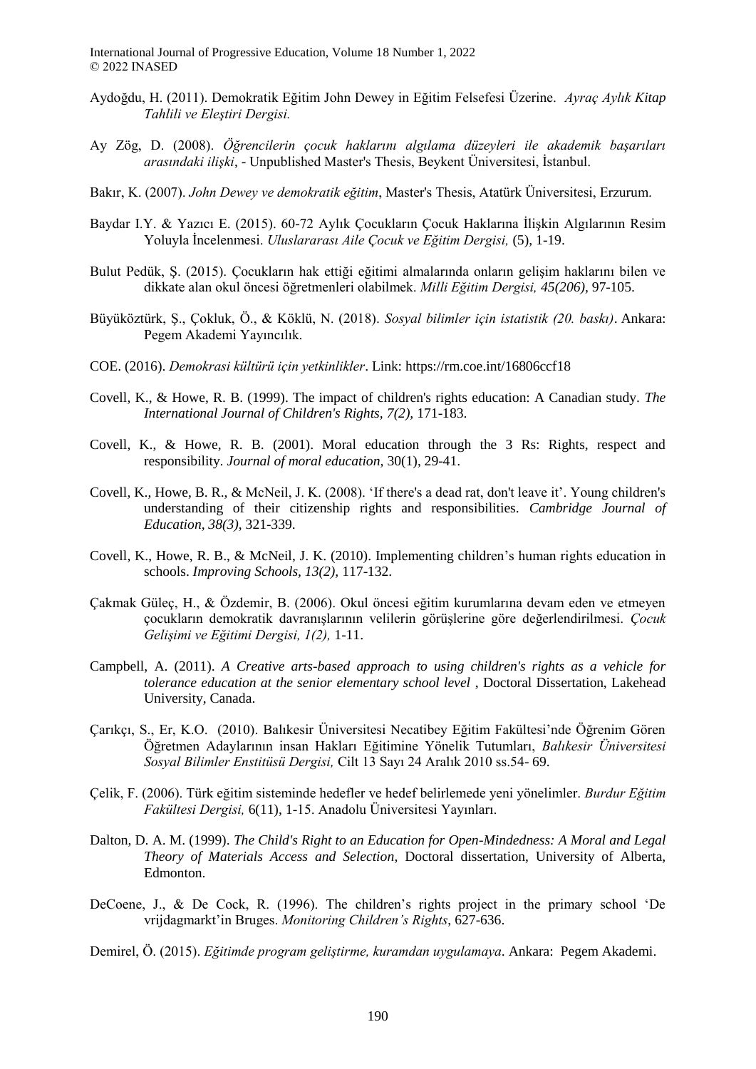Aydoğdu, H. (2011). Demokratik Eğitim John Dewey in Eğitim Felsefesi Üzerine. *Ayraç Aylık Kitap Tahlili ve Eleştiri Dergisi.*

Ay Zög, D. (2008). *Öğrencilerin çocuk haklarını algılama düzeyleri ile akademik başarıları arasındaki ilişki*, - Unpublished Master's Thesis, Beykent Üniversitesi, İstanbul.

Bakır, K. (2007). *John Dewey ve demokratik eğitim*, Master's Thesis, Atatürk Üniversitesi, Erzurum.

Baydar I.Y. & Yazıcı E. (2015). 60-72 Aylık Çocukların Çocuk Haklarına İlişkin Algılarının Resim Yoluyla İncelenmesi. *Uluslararası Aile Çocuk ve Eğitim Dergisi,* (5), 1-19.

Bulut Pedük, Ş. (2015). Çocukların hak ettiği eğitimi almalarında onların gelişim haklarını bilen ve dikkate alan okul öncesi öğretmenleri olabilmek. *Milli Eğitim Dergisi, 45(206),* 97-105.

Büyüköztürk, Ş., Çokluk, Ö., & Köklü, N. (2018). *Sosyal bilimler için istatistik (20. baskı)*. Ankara: Pegem Akademi Yayıncılık.

COE. (2016). *Demokrasi kültürü için yetkinlikler*. Link: https://rm.coe.int/16806ccf18

Covell, K., & Howe, R. B. (1999). The impact of children's rights education: A Canadian study. *The International Journal of Children's Rights, 7(2),* 171-183.

Covell, K., & Howe, R. B. (2001). Moral education through the 3 Rs: Rights, respect and responsibility. *Journal of moral education,* 30(1), 29-41.

Covell, K., Howe, B. R., & McNeil, J. K. (2008). 'If there's a dead rat, don't leave it'. Young children's understanding of their citizenship rights and responsibilities. *Cambridge Journal of Education, 38(3),* 321-339.

Covell, K., Howe, R. B., & McNeil, J. K. (2010). Implementing children's human rights education in schools. *Improving Schools, 13(2),* 117-132.

Çakmak Güleç, H., & Özdemir, B. (2006). Okul öncesi eğitim kurumlarına devam eden ve etmeyen çocukların demokratik davranışlarının velilerin görüşlerine göre değerlendirilmesi. *Çocuk Gelişimi ve Eğitimi Dergisi, 1(2),* 1-11.

Campbell, A. (2011). *A Creative arts-based approach to using children's rights as a vehicle for tolerance education at the senior elementary school level* , Doctoral Dissertation, Lakehead University, Canada.

Çarıkçı, S., Er, K.O. (2010). Balıkesir Üniversitesi Necatibey Eğitim Fakültesi'nde Öğrenim Gören Öğretmen Adaylarının insan Hakları Eğitimine Yönelik Tutumları, *Balıkesir Üniversitesi Sosyal Bilimler Enstitüsü Dergisi,* Cilt 13 Sayı 24 Aralık 2010 ss.54- 69.

Çelik, F. (2006). Türk eğitim sisteminde hedefler ve hedef belirlemede yeni yönelimler. *Burdur Eğitim Fakültesi Dergisi,* 6(11), 1-15. Anadolu Üniversitesi Yayınları.

Dalton, D. A. M. (1999). *The Child's Right to an Education for Open-Mindedness: A Moral and Legal Theory of Materials Access and Selection*, Doctoral dissertation, University of Alberta, Edmonton.

DeCoene, J., & De Cock, R. (1996). The children's rights project in the primary school 'De vrijdagmarkt'in Bruges. *Monitoring Children's Rights*, 627-636.

Demirel, Ö. (2015). *Eğitimde program geliştirme, kuramdan uygulamaya*. Ankara: Pegem Akademi.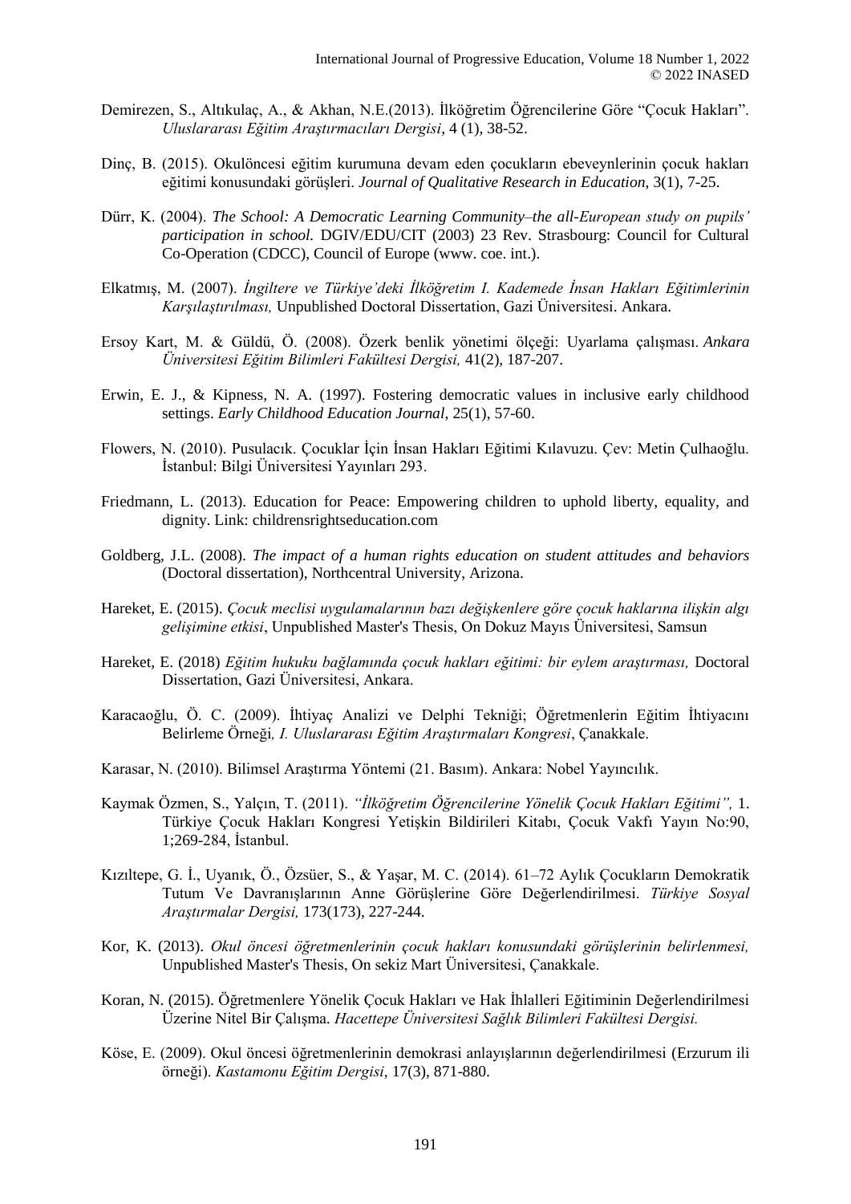Demirezen, S., Altıkulaç, A., & Akhan, N.E.(2013). İlköğretim Öğrencilerine Göre "Çocuk Hakları". *Uluslararası Eğitim Araştırmacıları Dergisi*, 4 (1), 38-52.

Dinç, B. (2015). Okulöncesi eğitim kurumuna devam eden çocukların ebeveynlerinin çocuk hakları eğitimi konusundaki görüşleri. *Journal of Qualitative Research in Education,* 3(1), 7-25.

Dürr, K. (2004). *The School: A Democratic Learning Community–the all-European study on pupils' participation in school.* DGIV/EDU/CIT (2003) 23 Rev. Strasbourg: Council for Cultural Co-Operation (CDCC), Council of Europe (www. coe. int.).

Elkatmış, M. (2007). *İngiltere ve Türkiye'deki İlköğretim I. Kademede İnsan Hakları Eğitimlerinin Karşılaştırılması,* Unpublished Doctoral Dissertation, Gazi Üniversitesi. Ankara.

Ersoy Kart, M. & Güldü, Ö. (2008). Özerk benlik yönetimi ölçeği: Uyarlama çalışması. *Ankara Üniversitesi Eğitim Bilimleri Fakültesi Dergisi,* 41(2), 187-207.

Erwin, E. J., & Kipness, N. A. (1997). Fostering democratic values in inclusive early childhood settings. *Early Childhood Education Journal*, 25(1), 57-60.

Flowers, N. (2010). Pusulacık. Çocuklar İçin İnsan Hakları Eğitimi Kılavuzu. Çev: Metin Çulhaoğlu. İstanbul: Bilgi Üniversitesi Yayınları 293.

Friedmann, L. (2013). Education for Peace: Empowering children to uphold liberty, equality, and dignity. Link: childrensrightseducation.com

Goldberg, J.L. (2008). *The impact of a human rights education on student attitudes and behaviors* (Doctoral dissertation), Northcentral University, Arizona.

Hareket, E. (2015). *Çocuk meclisi uygulamalarının bazı değişkenlere göre çocuk haklarına ilişkin algı gelişimine etkisi*, Unpublished Master's Thesis, On Dokuz Mayıs Üniversitesi, Samsun

Hareket, E. (2018) *Eğitim hukuku bağlamında çocuk hakları eğitimi: bir eylem araştırması,* Doctoral Dissertation, Gazi Üniversitesi, Ankara.

Karacaoğlu, Ö. C. (2009). İhtiyaç Analizi ve Delphi Tekniği; Öğretmenlerin Eğitim İhtiyacını Belirleme Örneği*, I. Uluslararası Eğitim Araştırmaları Kongresi*, Çanakkale.

Karasar, N. (2010). Bilimsel Araştırma Yöntemi (21. Basım). Ankara: Nobel Yayıncılık.

Kaymak Özmen, S., Yalçın, T. (2011). *"İlköğretim Öğrencilerine Yönelik Çocuk Hakları Eğitimi",* 1. Türkiye Çocuk Hakları Kongresi Yetişkin Bildirileri Kitabı, Çocuk Vakfı Yayın No:90, 1;269-284, İstanbul.

Kızıltepe, G. İ., Uyanık, Ö., Özsüer, S., & Yaşar, M. C. (2014). 61–72 Aylık Çocukların Demokratik Tutum Ve Davranışlarının Anne Görüşlerine Göre Değerlendirilmesi. *Türkiye Sosyal Araştırmalar Dergisi,* 173(173), 227-244.

Kor, K. (2013). *Okul öncesi öğretmenlerinin çocuk hakları konusundaki görüşlerinin belirlenmesi,* Unpublished Master's Thesis, On sekiz Mart Üniversitesi, Çanakkale.

Koran, N. (2015). Öğretmenlere Yönelik Çocuk Hakları ve Hak İhlalleri Eğitiminin Değerlendirilmesi Üzerine Nitel Bir Çalışma. *Hacettepe Üniversitesi Sağlık Bilimleri Fakültesi Dergisi.*

Köse, E. (2009). Okul öncesi öğretmenlerinin demokrasi anlayışlarının değerlendirilmesi (Erzurum ili örneği). *Kastamonu Eğitim Dergisi*, 17(3), 871-880.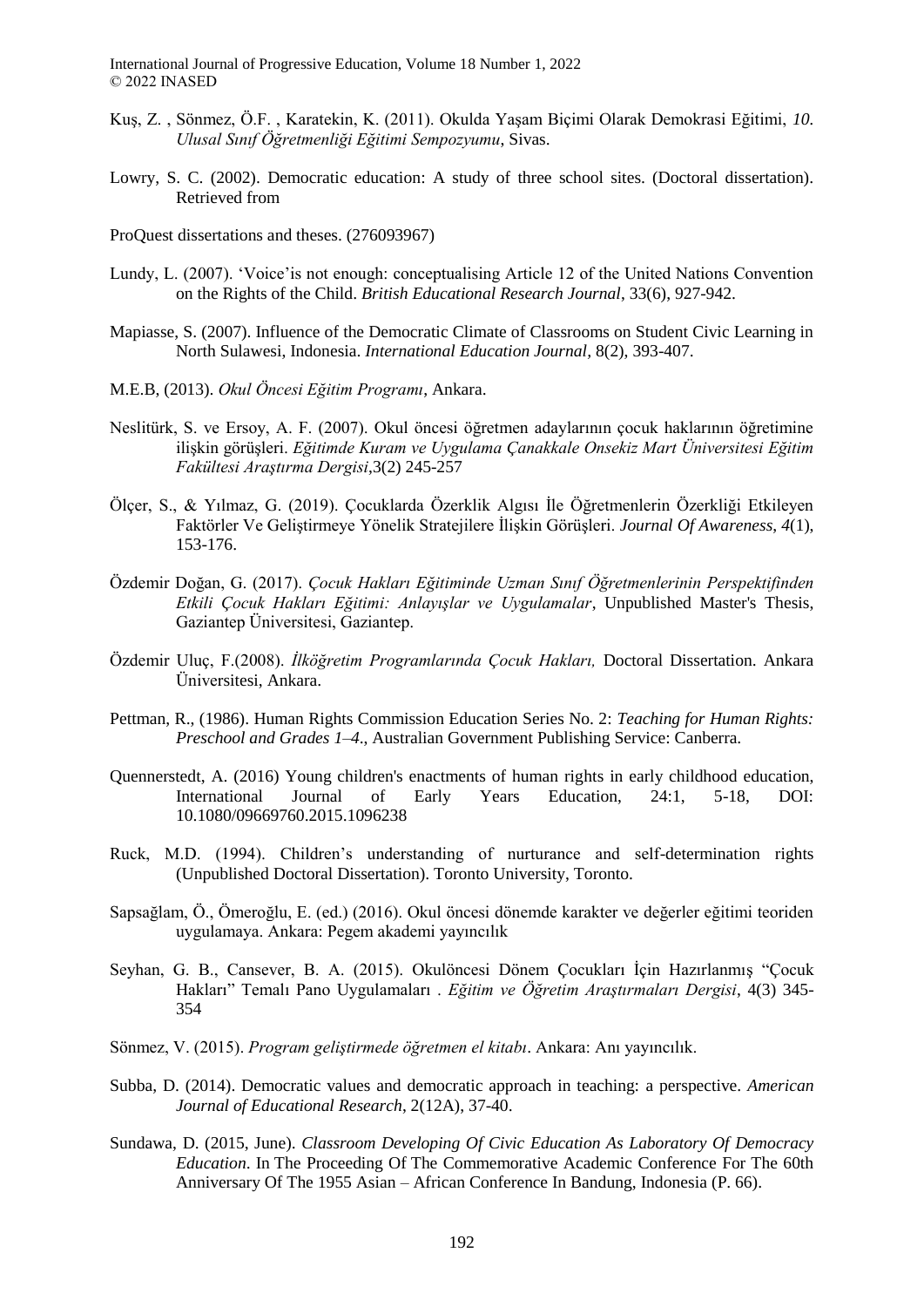Kuş, Z. , Sönmez, Ö.F. , Karatekin, K. (2011). Okulda Yaşam Biçimi Olarak Demokrasi Eğitimi, *10. Ulusal Sınıf Öğretmenliği Eğitimi Sempozyumu*, Sivas.

Lowry, S. C. (2002). Democratic education: A study of three school sites. (Doctoral dissertation). Retrieved from

ProQuest dissertations and theses. (276093967)

Lundy, L. (2007). 'Voice'is not enough: conceptualising Article 12 of the United Nations Convention on the Rights of the Child. *British Educational Research Journal*, 33(6), 927-942.

Mapiasse, S. (2007). Influence of the Democratic Climate of Classrooms on Student Civic Learning in North Sulawesi, Indonesia. *International Education Journal*, 8(2), 393-407.

M.E.B, (2013). *Okul Öncesi Eğitim Programı*, Ankara.

Neslitürk, S. ve Ersoy, A. F. (2007). Okul öncesi öğretmen adaylarının çocuk haklarının öğretimine ilişkin görüşleri. *Eğitimde Kuram ve Uygulama Çanakkale Onsekiz Mart Üniversitesi Eğitim Fakültesi Araştırma Dergisi*,3(2) 245-257

Ölçer, S., & Yılmaz, G. (2019). Çocuklarda Özerklik Algısı İle Öğretmenlerin Özerkliği Etkileyen Faktörler Ve Geliştirmeye Yönelik Stratejilere İlişkin Görüşleri. *Journal Of Awareness*, *4*(1), 153-176.

Özdemir Doğan, G. (2017). *Çocuk Hakları Eğitiminde Uzman Sınıf Öğretmenlerinin Perspektifinden Etkili Çocuk Hakları Eğitimi: Anlayışlar ve Uygulamalar*, Unpublished Master's Thesis, Gaziantep Üniversitesi, Gaziantep.

Özdemir Uluç, F.(2008). *İlköğretim Programlarında Çocuk Hakları,* Doctoral Dissertation. Ankara Üniversitesi, Ankara.

Pettman, R., (1986). Human Rights Commission Education Series No. 2: *Teaching for Human Rights: Preschool and Grades 1–4*., Australian Government Publishing Service: Canberra.

Quennerstedt, A. (2016) Young children's enactments of human rights in early childhood education, International Journal of Early Years Education, 24:1, 5-18, DOI: 10.1080/09669760.2015.1096238

Ruck, M.D. (1994). Children's understanding of nurturance and self-determination rights (Unpublished Doctoral Dissertation). Toronto University, Toronto.

Sapsağlam, Ö., Ömeroğlu, E. (ed.) (2016). Okul öncesi dönemde karakter ve değerler eğitimi teoriden uygulamaya. Ankara: Pegem akademi yayıncılık

Seyhan, G. B., Cansever, B. A. (2015). Okulöncesi Dönem Çocukları İçin Hazırlanmış "Çocuk Hakları" Temalı Pano Uygulamaları . *Eğitim ve Öğretim Araştırmaları Dergisi*, 4(3) 345-354

Sönmez, V. (2015). *Program geliştirmede öğretmen el kitabı*. Ankara: Anı yayıncılık.

Subba, D. (2014). Democratic values and democratic approach in teaching: a perspective. *American Journal of Educational Research*, 2(12A), 37-40.

Sundawa, D. (2015, June). *Classroom Developing Of Civic Education As Laboratory Of Democracy Education*. In The Proceeding Of The Commemorative Academic Conference For The 60th Anniversary Of The 1955 Asian – African Conference In Bandung, Indonesia (P. 66).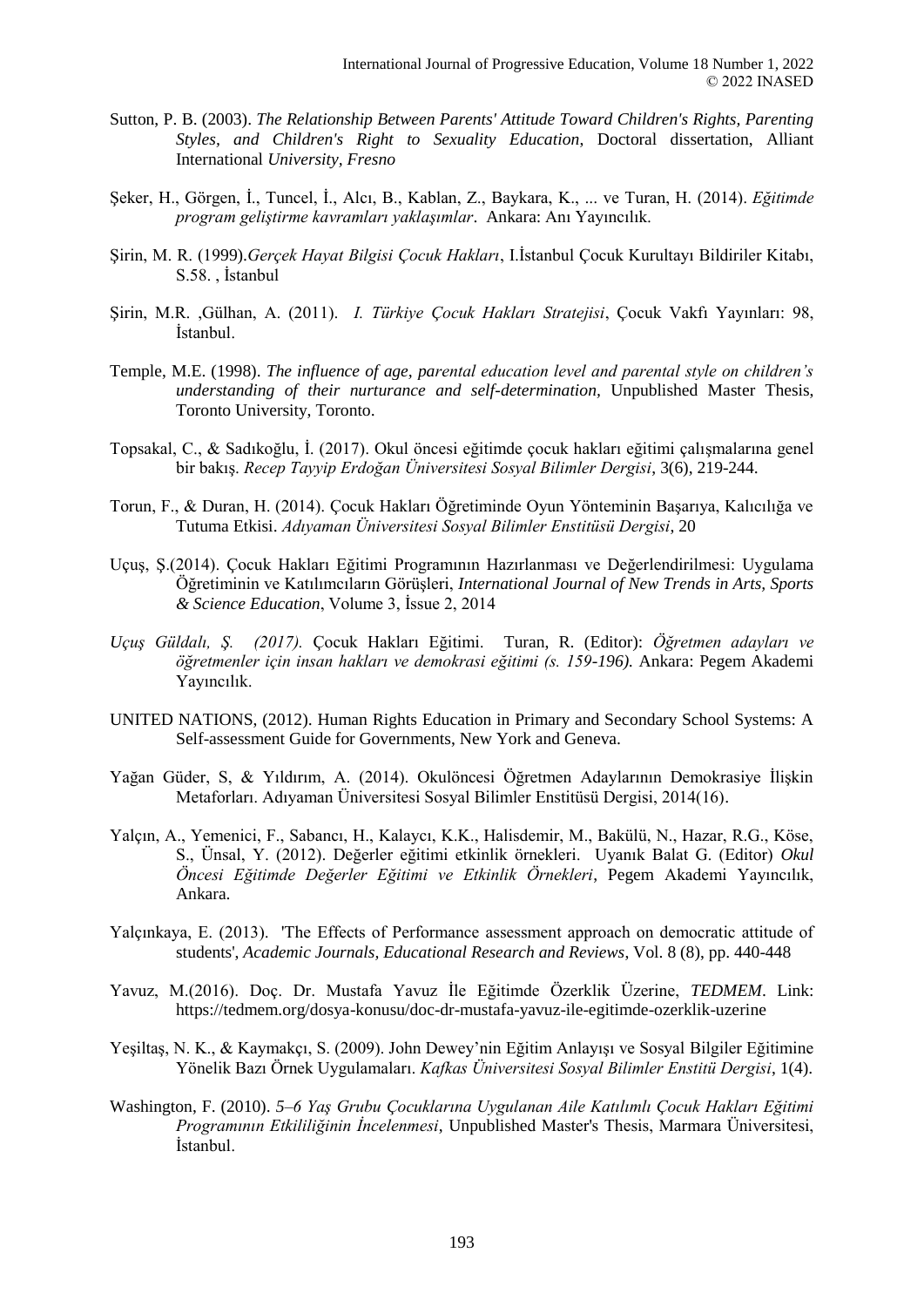Sutton, P. B. (2003). *The Relationship Between Parents' Attitude Toward Children's Rights, Parenting Styles, and Children's Right to Sexuality Education*, Doctoral dissertation, Alliant International *University, Fresno*

Şeker, H., Görgen, İ., Tuncel, İ., Alcı, B., Kablan, Z., Baykara, K., ... ve Turan, H. (2014). *Eğitimde program geliştirme kavramları yaklaşımlar*. Ankara: Anı Yayıncılık.

Şirin, M. R. (1999).*Gerçek Hayat Bilgisi Çocuk Hakları*, I.İstanbul Çocuk Kurultayı Bildiriler Kitabı, S.58. , İstanbul

Şirin, M.R. ,Gülhan, A. (2011). *I. Türkiye Çocuk Hakları Stratejisi*, Çocuk Vakfı Yayınları: 98, İstanbul.

Temple, M.E. (1998). *The influence of age, parental education level and parental style on children's understanding of their nurturance and self-determination,* Unpublished Master Thesis, Toronto University, Toronto.

Topsakal, C., & Sadıkoğlu, İ. (2017). Okul öncesi eğitimde çocuk hakları eğitimi çalışmalarına genel bir bakış. *Recep Tayyip Erdoğan Üniversitesi Sosyal Bilimler Dergisi*, 3(6), 219-244.

Torun, F., & Duran, H. (2014). Çocuk Hakları Öğretiminde Oyun Yönteminin Başarıya, Kalıcılığa ve Tutuma Etkisi. *Adıyaman Üniversitesi Sosyal Bilimler Enstitüsü Dergisi*, 20

Uçuş, Ş.(2014). Çocuk Hakları Eğitimi Programının Hazırlanması ve Değerlendirilmesi: Uygulama Öğretiminin ve Katılımcıların Görüşleri, *International Journal of New Trends in Arts, Sports & Science Education*, Volume 3, İssue 2, 2014

*Uçuş Güldalı, Ş. (2017).* Çocuk Hakları Eğitimi. Turan, R. (Editor): *Öğretmen adayları ve öğretmenler için insan hakları ve demokrasi eğitimi (s. 159-196).* Ankara: Pegem Akademi Yayıncılık.

UNITED NATIONS, (2012). Human Rights Education in Primary and Secondary School Systems: A Self-assessment Guide for Governments, New York and Geneva.

Yağan Güder, S, & Yıldırım, A. (2014). Okulöncesi Öğretmen Adaylarının Demokrasiye İlişkin Metaforları. Adıyaman Üniversitesi Sosyal Bilimler Enstitüsü Dergisi, 2014(16).

Yalçın, A., Yemenici, F., Sabancı, H., Kalaycı, K.K., Halisdemir, M., Bakülü, N., Hazar, R.G., Köse, S., Ünsal, Y. (2012). Değerler eğitimi etkinlik örnekleri. Uyanık Balat G. (Editor) *Okul Öncesi Eğitimde Değerler Eğitimi ve Etkinlik Örnekleri*, Pegem Akademi Yayıncılık, Ankara.

Yalçınkaya, E. (2013). 'The Effects of Performance assessment approach on democratic attitude of students', *Academic Journals, Educational Research and Reviews*, Vol. 8 (8), pp. 440-448

Yavuz, M.(2016). Doç. Dr. Mustafa Yavuz İle Eğitimde Özerklik Üzerine, *TEDMEM*. Link: https://tedmem.org/dosya-konusu/doc-dr-mustafa-yavuz-ile-egitimde-ozerklik-uzerine

Yeşiltaş, N. K., & Kaymakçı, S. (2009). John Dewey'nin Eğitim Anlayışı ve Sosyal Bilgiler Eğitimine Yönelik Bazı Örnek Uygulamaları. *Kafkas Üniversitesi Sosyal Bilimler Enstitü Dergisi*, 1(4).

Washington, F. (2010). *5–6 Yaş Grubu Çocuklarına Uygulanan Aile Katılımlı Çocuk Hakları Eğitimi Programının Etkililiğinin İncelenmesi*, Unpublished Master's Thesis, Marmara Üniversitesi, İstanbul.